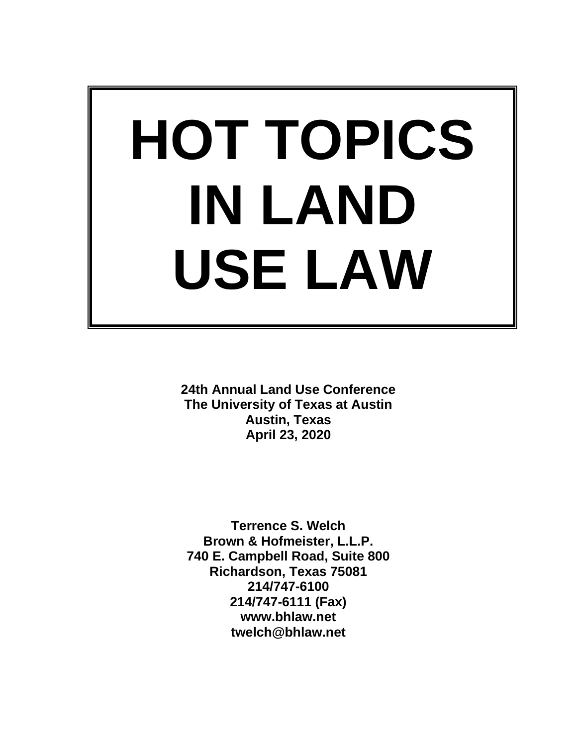# HOT TOPICS IN LAND USE LAW

**24th Annual Land Use Conference**
**The University of Texas at Austin**
**Austin, Texas**
**April 23, 2020**

**Terrence S. Welch**
**Brown & Hofmeister, L.L.P.**
**740 E. Campbell Road, Suite 800**
**Richardson, Texas 75081**
**214/747-6100**
**214/747-6111 (Fax)**
**www.bhlaw.net**
**twelch@bhlaw.net**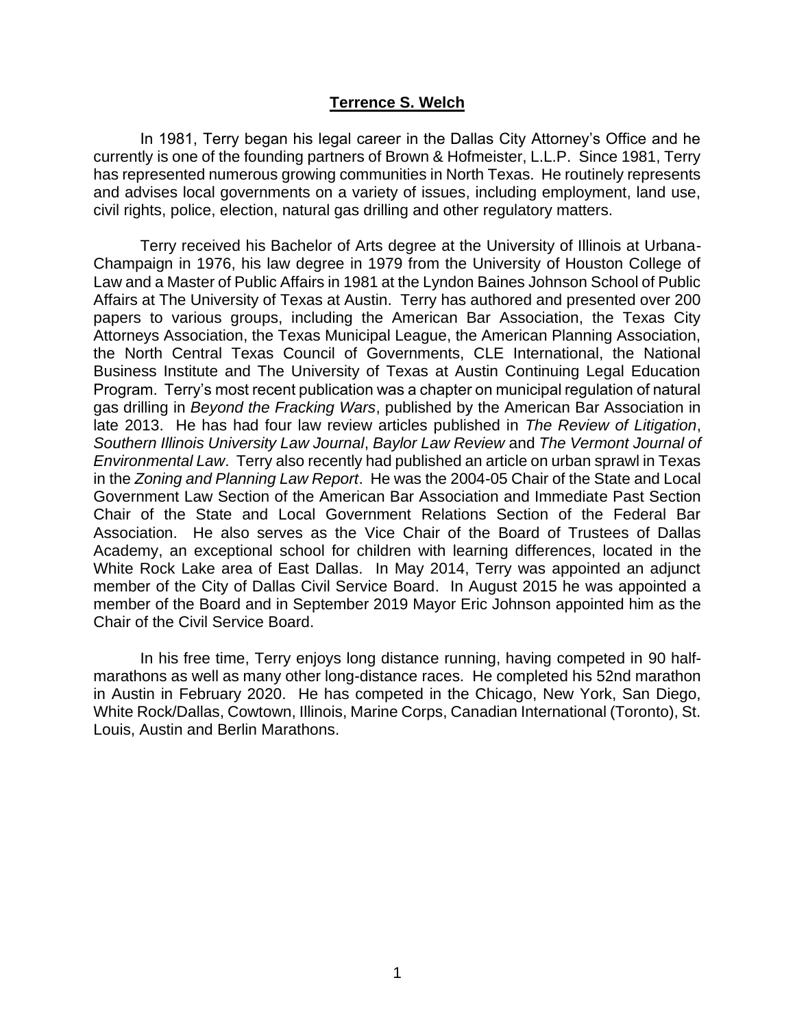**Terrence S. Welch**

In 1981, Terry began his legal career in the Dallas City Attorney's Office and he currently is one of the founding partners of Brown & Hofmeister, L.L.P. Since 1981, Terry has represented numerous growing communities in North Texas. He routinely represents and advises local governments on a variety of issues, including employment, land use, civil rights, police, election, natural gas drilling and other regulatory matters.

Terry received his Bachelor of Arts degree at the University of Illinois at Urbana-Champaign in 1976, his law degree in 1979 from the University of Houston College of Law and a Master of Public Affairs in 1981 at the Lyndon Baines Johnson School of Public Affairs at The University of Texas at Austin. Terry has authored and presented over 200 papers to various groups, including the American Bar Association, the Texas City Attorneys Association, the Texas Municipal League, the American Planning Association, the North Central Texas Council of Governments, CLE International, the National Business Institute and The University of Texas at Austin Continuing Legal Education Program. Terry's most recent publication was a chapter on municipal regulation of natural gas drilling in *Beyond the Fracking Wars*, published by the American Bar Association in late 2013. He has had four law review articles published in *The Review of Litigation*, *Southern Illinois University Law Journal*, *Baylor Law Review* and *The Vermont Journal of Environmental Law*. Terry also recently had published an article on urban sprawl in Texas in the *Zoning and Planning Law Report*. He was the 2004-05 Chair of the State and Local Government Law Section of the American Bar Association and Immediate Past Section Chair of the State and Local Government Relations Section of the Federal Bar Association. He also serves as the Vice Chair of the Board of Trustees of Dallas Academy, an exceptional school for children with learning differences, located in the White Rock Lake area of East Dallas. In May 2014, Terry was appointed an adjunct member of the City of Dallas Civil Service Board. In August 2015 he was appointed a member of the Board and in September 2019 Mayor Eric Johnson appointed him as the Chair of the Civil Service Board.

In his free time, Terry enjoys long distance running, having competed in 90 half-marathons as well as many other long-distance races. He completed his 52nd marathon in Austin in February 2020. He has competed in the Chicago, New York, San Diego, White Rock/Dallas, Cowtown, Illinois, Marine Corps, Canadian International (Toronto), St. Louis, Austin and Berlin Marathons.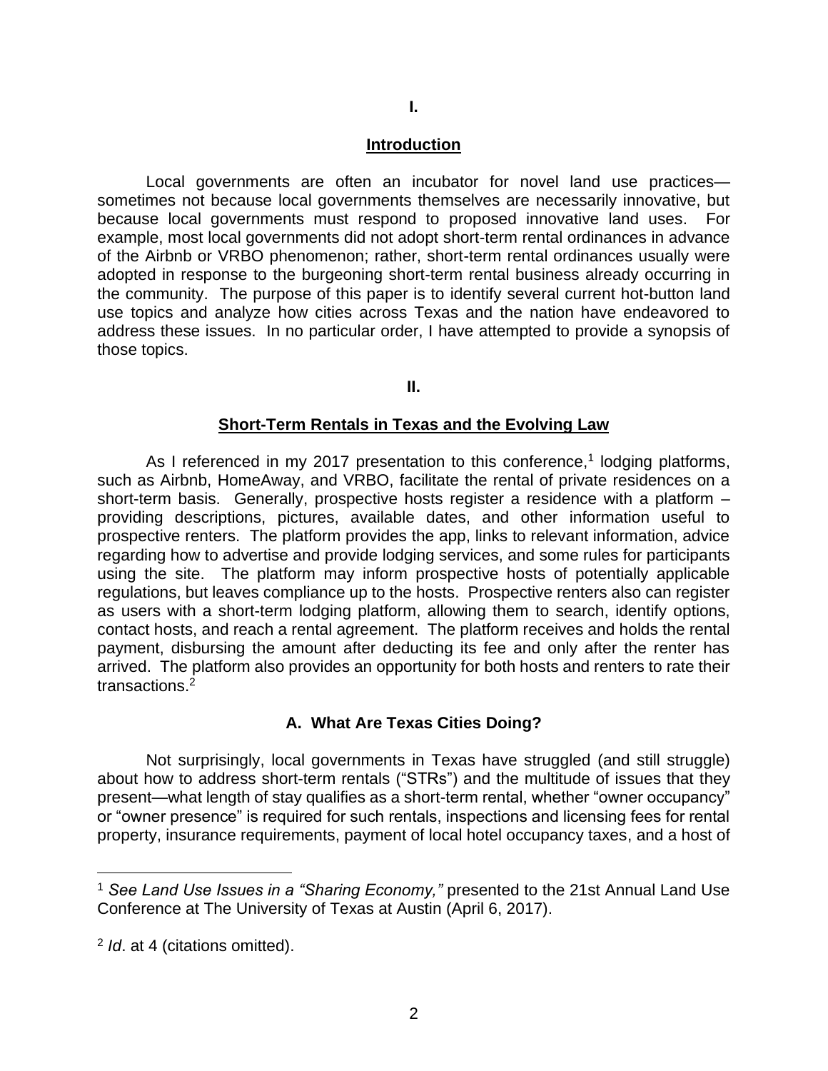## I.

## Introduction

Local governments are often an incubator for novel land use practices—sometimes not because local governments themselves are necessarily innovative, but because local governments must respond to proposed innovative land uses. For example, most local governments did not adopt short-term rental ordinances in advance of the Airbnb or VRBO phenomenon; rather, short-term rental ordinances usually were adopted in response to the burgeoning short-term rental business already occurring in the community. The purpose of this paper is to identify several current hot-button land use topics and analyze how cities across Texas and the nation have endeavored to address these issues. In no particular order, I have attempted to provide a synopsis of those topics.

## II.

## Short-Term Rentals in Texas and the Evolving Law

As I referenced in my 2017 presentation to this conference,[1] lodging platforms, such as Airbnb, HomeAway, and VRBO, facilitate the rental of private residences on a short-term basis. Generally, prospective hosts register a residence with a platform – providing descriptions, pictures, available dates, and other information useful to prospective renters. The platform provides the app, links to relevant information, advice regarding how to advertise and provide lodging services, and some rules for participants using the site. The platform may inform prospective hosts of potentially applicable regulations, but leaves compliance up to the hosts. Prospective renters also can register as users with a short-term lodging platform, allowing them to search, identify options, contact hosts, and reach a rental agreement. The platform receives and holds the rental payment, disbursing the amount after deducting its fee and only after the renter has arrived. The platform also provides an opportunity for both hosts and renters to rate their transactions.[2]

### A. What Are Texas Cities Doing?

Not surprisingly, local governments in Texas have struggled (and still struggle) about how to address short-term rentals ("STRs") and the multitude of issues that they present—what length of stay qualifies as a short-term rental, whether "owner occupancy" or "owner presence" is required for such rentals, inspections and licensing fees for rental property, insurance requirements, payment of local hotel occupancy taxes, and a host of

---

[1] *See Land Use Issues in a "Sharing Economy,"* presented to the 21st Annual Land Use Conference at The University of Texas at Austin (April 6, 2017).

[2] *Id*. at 4 (citations omitted).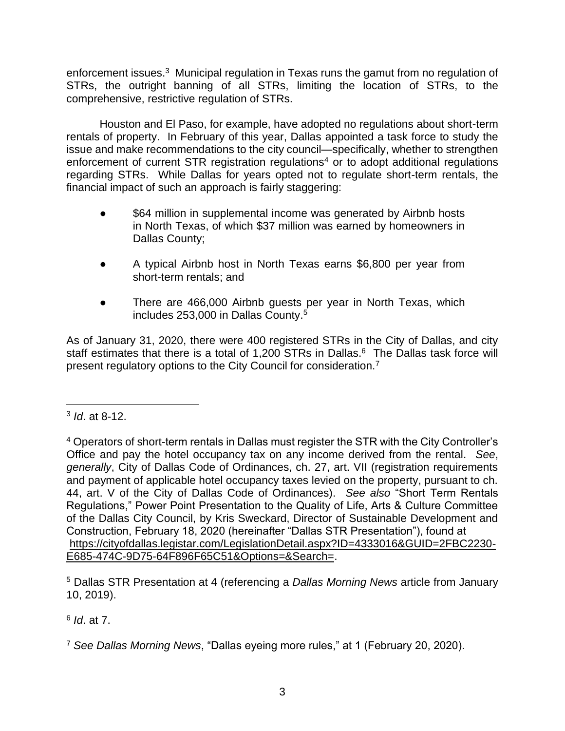enforcement issues.[3] Municipal regulation in Texas runs the gamut from no regulation of STRs, the outright banning of all STRs, limiting the location of STRs, to the comprehensive, restrictive regulation of STRs.

Houston and El Paso, for example, have adopted no regulations about short-term rentals of property. In February of this year, Dallas appointed a task force to study the issue and make recommendations to the city council—specifically, whether to strengthen enforcement of current STR registration regulations[4] or to adopt additional regulations regarding STRs. While Dallas for years opted not to regulate short-term rentals, the financial impact of such an approach is fairly staggering:

- $64 million in supplemental income was generated by Airbnb hosts in North Texas, of which $37 million was earned by homeowners in Dallas County;
- A typical Airbnb host in North Texas earns $6,800 per year from short-term rentals; and
- There are 466,000 Airbnb guests per year in North Texas, which includes 253,000 in Dallas County.[5]

As of January 31, 2020, there were 400 registered STRs in the City of Dallas, and city staff estimates that there is a total of 1,200 STRs in Dallas.[6] The Dallas task force will present regulatory options to the City Council for consideration.[7]

---

[3] *Id*. at 8-12.

[4] Operators of short-term rentals in Dallas must register the STR with the City Controller's Office and pay the hotel occupancy tax on any income derived from the rental. *See*, *generally*, City of Dallas Code of Ordinances, ch. 27, art. VII (registration requirements and payment of applicable hotel occupancy taxes levied on the property, pursuant to ch. 44, art. V of the City of Dallas Code of Ordinances). *See also* "Short Term Rentals Regulations," Power Point Presentation to the Quality of Life, Arts & Culture Committee of the Dallas City Council, by Kris Sweckard, Director of Sustainable Development and Construction, February 18, 2020 (hereinafter "Dallas STR Presentation"), found at https://cityofdallas.legistar.com/LegislationDetail.aspx?ID=4333016&GUID=2FBC2230-E685-474C-9D75-64F896F65C51&Options=&Search=.

[5] Dallas STR Presentation at 4 (referencing a *Dallas Morning News* article from January 10, 2019).

[6] *Id*. at 7.

[7] *See Dallas Morning News*, "Dallas eyeing more rules," at 1 (February 20, 2020).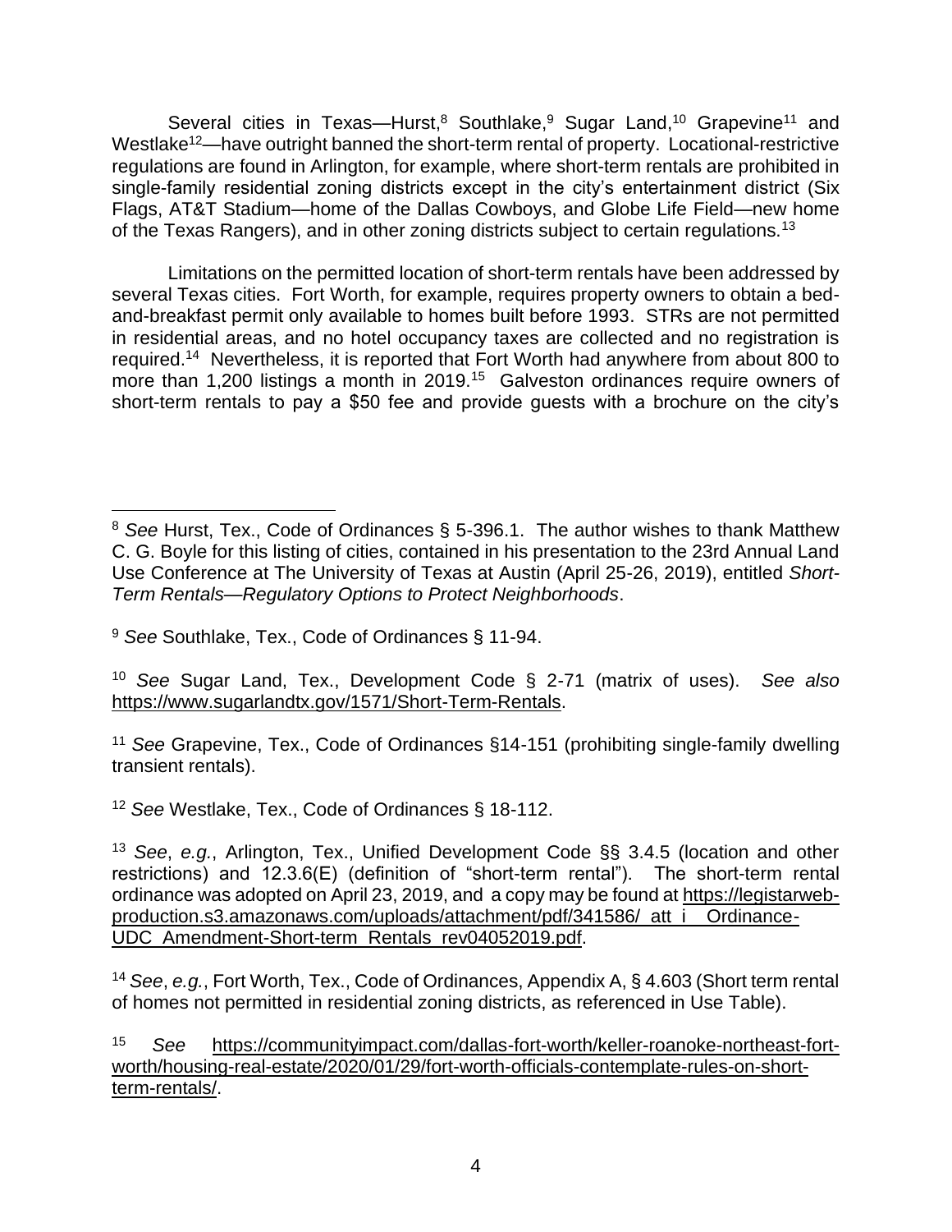Several cities in Texas—Hurst,[8] Southlake,[9] Sugar Land,[10] Grapevine[11] and Westlake[12]—have outright banned the short-term rental of property. Locational-restrictive regulations are found in Arlington, for example, where short-term rentals are prohibited in single-family residential zoning districts except in the city's entertainment district (Six Flags, AT&T Stadium—home of the Dallas Cowboys, and Globe Life Field—new home of the Texas Rangers), and in other zoning districts subject to certain regulations.[13]

Limitations on the permitted location of short-term rentals have been addressed by several Texas cities. Fort Worth, for example, requires property owners to obtain a bed-and-breakfast permit only available to homes built before 1993. STRs are not permitted in residential areas, and no hotel occupancy taxes are collected and no registration is required.[14] Nevertheless, it is reported that Fort Worth had anywhere from about 800 to more than 1,200 listings a month in 2019.[15] Galveston ordinances require owners of short-term rentals to pay a $50 fee and provide guests with a brochure on the city's

---

[8] *See* Hurst, Tex., Code of Ordinances § 5-396.1. The author wishes to thank Matthew C. G. Boyle for this listing of cities, contained in his presentation to the 23rd Annual Land Use Conference at The University of Texas at Austin (April 25-26, 2019), entitled *Short-Term Rentals—Regulatory Options to Protect Neighborhoods*.

[9] *See* Southlake, Tex., Code of Ordinances § 11-94.

[10] *See* Sugar Land, Tex., Development Code § 2-71 (matrix of uses). *See also* https://www.sugarlandtx.gov/1571/Short-Term-Rentals.

[11] *See* Grapevine, Tex., Code of Ordinances §14-151 (prohibiting single-family dwelling transient rentals).

[12] *See* Westlake, Tex., Code of Ordinances § 18-112.

[13] *See*, *e.g.*, Arlington, Tex., Unified Development Code §§ 3.4.5 (location and other restrictions) and 12.3.6(E) (definition of "short-term rental"). The short-term rental ordinance was adopted on April 23, 2019, and a copy may be found at https://legistarweb-production.s3.amazonaws.com/uploads/attachment/pdf/341586/_att_i__Ordinance-UDC_Amendment-Short-term_Rentals_rev04052019.pdf.

[14] *See*, *e.g.*, Fort Worth, Tex., Code of Ordinances, Appendix A, § 4.603 (Short term rental of homes not permitted in residential zoning districts, as referenced in Use Table).

[15] *See* https://communityimpact.com/dallas-fort-worth/keller-roanoke-northeast-fort-worth/housing-real-estate/2020/01/29/fort-worth-officials-contemplate-rules-on-short-term-rentals/.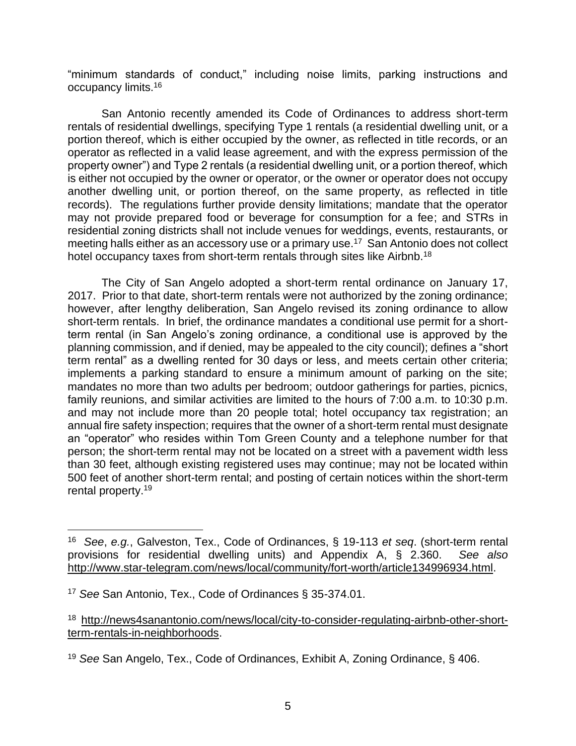"minimum standards of conduct," including noise limits, parking instructions and occupancy limits.[16]

San Antonio recently amended its Code of Ordinances to address short-term rentals of residential dwellings, specifying Type 1 rentals (a residential dwelling unit, or a portion thereof, which is either occupied by the owner, as reflected in title records, or an operator as reflected in a valid lease agreement, and with the express permission of the property owner") and Type 2 rentals (a residential dwelling unit, or a portion thereof, which is either not occupied by the owner or operator, or the owner or operator does not occupy another dwelling unit, or portion thereof, on the same property, as reflected in title records). The regulations further provide density limitations; mandate that the operator may not provide prepared food or beverage for consumption for a fee; and STRs in residential zoning districts shall not include venues for weddings, events, restaurants, or meeting halls either as an accessory use or a primary use.[17] San Antonio does not collect hotel occupancy taxes from short-term rentals through sites like Airbnb.[18]

The City of San Angelo adopted a short-term rental ordinance on January 17, 2017. Prior to that date, short-term rentals were not authorized by the zoning ordinance; however, after lengthy deliberation, San Angelo revised its zoning ordinance to allow short-term rentals. In brief, the ordinance mandates a conditional use permit for a short-term rental (in San Angelo's zoning ordinance, a conditional use is approved by the planning commission, and if denied, may be appealed to the city council); defines a "short term rental" as a dwelling rented for 30 days or less, and meets certain other criteria; implements a parking standard to ensure a minimum amount of parking on the site; mandates no more than two adults per bedroom; outdoor gatherings for parties, picnics, family reunions, and similar activities are limited to the hours of 7:00 a.m. to 10:30 p.m. and may not include more than 20 people total; hotel occupancy tax registration; an annual fire safety inspection; requires that the owner of a short-term rental must designate an "operator" who resides within Tom Green County and a telephone number for that person; the short-term rental may not be located on a street with a pavement width less than 30 feet, although existing registered uses may continue; may not be located within 500 feet of another short-term rental; and posting of certain notices within the short-term rental property.[19]

---

[16] *See*, *e.g.*, Galveston, Tex., Code of Ordinances, § 19-113 *et seq*. (short-term rental provisions for residential dwelling units) and Appendix A, § 2.360. *See also* http://www.star-telegram.com/news/local/community/fort-worth/article134996934.html.

[17] *See* San Antonio, Tex., Code of Ordinances § 35-374.01.

[18] http://news4sanantonio.com/news/local/city-to-consider-regulating-airbnb-other-short-term-rentals-in-neighborhoods.

[19] *See* San Angelo, Tex., Code of Ordinances, Exhibit A, Zoning Ordinance, § 406.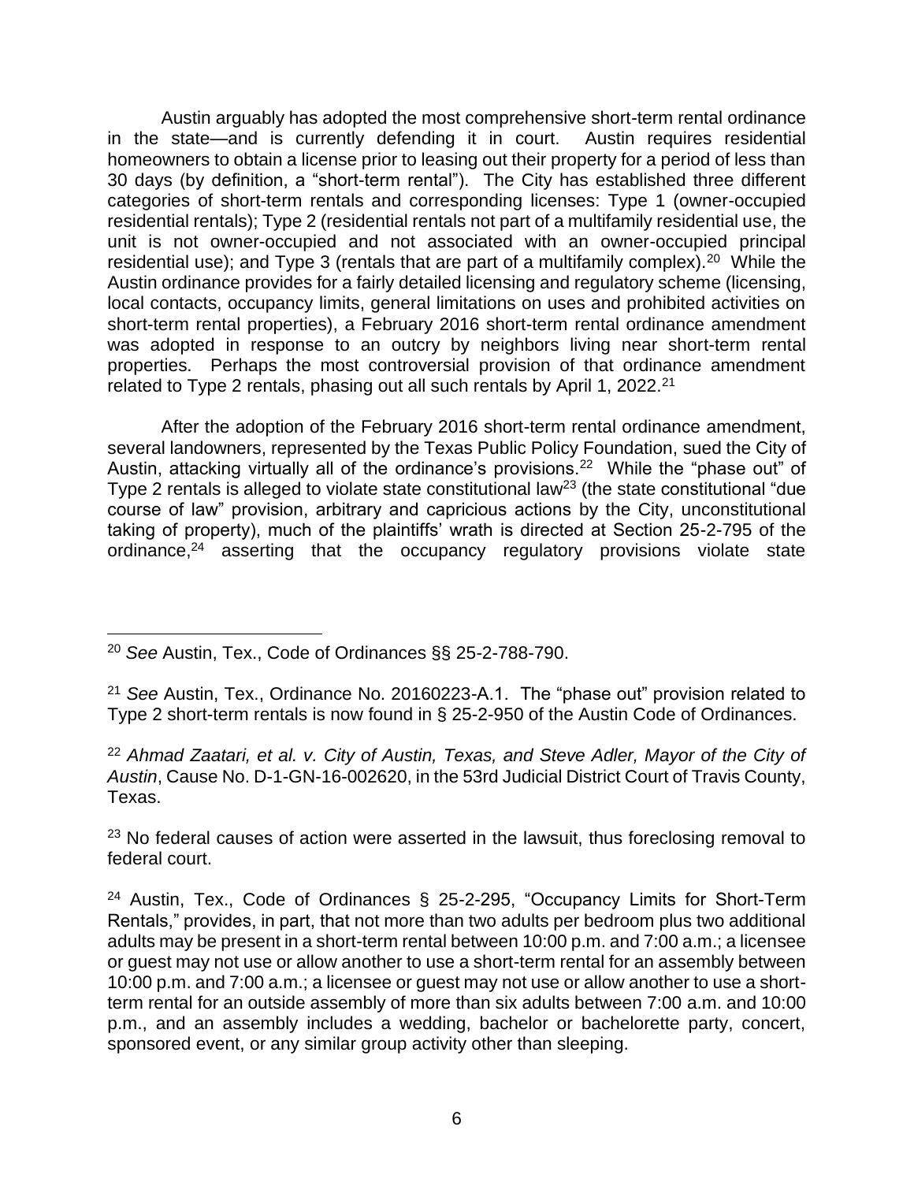Austin arguably has adopted the most comprehensive short-term rental ordinance in the state—and is currently defending it in court. Austin requires residential homeowners to obtain a license prior to leasing out their property for a period of less than 30 days (by definition, a "short-term rental"). The City has established three different categories of short-term rentals and corresponding licenses: Type 1 (owner-occupied residential rentals); Type 2 (residential rentals not part of a multifamily residential use, the unit is not owner-occupied and not associated with an owner-occupied principal residential use); and Type 3 (rentals that are part of a multifamily complex).[20] While the Austin ordinance provides for a fairly detailed licensing and regulatory scheme (licensing, local contacts, occupancy limits, general limitations on uses and prohibited activities on short-term rental properties), a February 2016 short-term rental ordinance amendment was adopted in response to an outcry by neighbors living near short-term rental properties. Perhaps the most controversial provision of that ordinance amendment related to Type 2 rentals, phasing out all such rentals by April 1, 2022.[21]

After the adoption of the February 2016 short-term rental ordinance amendment, several landowners, represented by the Texas Public Policy Foundation, sued the City of Austin, attacking virtually all of the ordinance's provisions.[22] While the "phase out" of Type 2 rentals is alleged to violate state constitutional law[23] (the state constitutional "due course of law" provision, arbitrary and capricious actions by the City, unconstitutional taking of property), much of the plaintiffs' wrath is directed at Section 25-2-795 of the ordinance,[24] asserting that the occupancy regulatory provisions violate state

---

[20] *See* Austin, Tex., Code of Ordinances §§ 25-2-788-790.

[21] *See* Austin, Tex., Ordinance No. 20160223-A.1. The "phase out" provision related to Type 2 short-term rentals is now found in § 25-2-950 of the Austin Code of Ordinances.

[22] *Ahmad Zaatari, et al. v. City of Austin, Texas, and Steve Adler, Mayor of the City of Austin*, Cause No. D-1-GN-16-002620, in the 53rd Judicial District Court of Travis County, Texas.

[23] No federal causes of action were asserted in the lawsuit, thus foreclosing removal to federal court.

[24] Austin, Tex., Code of Ordinances § 25-2-295, "Occupancy Limits for Short-Term Rentals," provides, in part, that not more than two adults per bedroom plus two additional adults may be present in a short-term rental between 10:00 p.m. and 7:00 a.m.; a licensee or guest may not use or allow another to use a short-term rental for an assembly between 10:00 p.m. and 7:00 a.m.; a licensee or guest may not use or allow another to use a short-term rental for an outside assembly of more than six adults between 7:00 a.m. and 10:00 p.m., and an assembly includes a wedding, bachelor or bachelorette party, concert, sponsored event, or any similar group activity other than sleeping.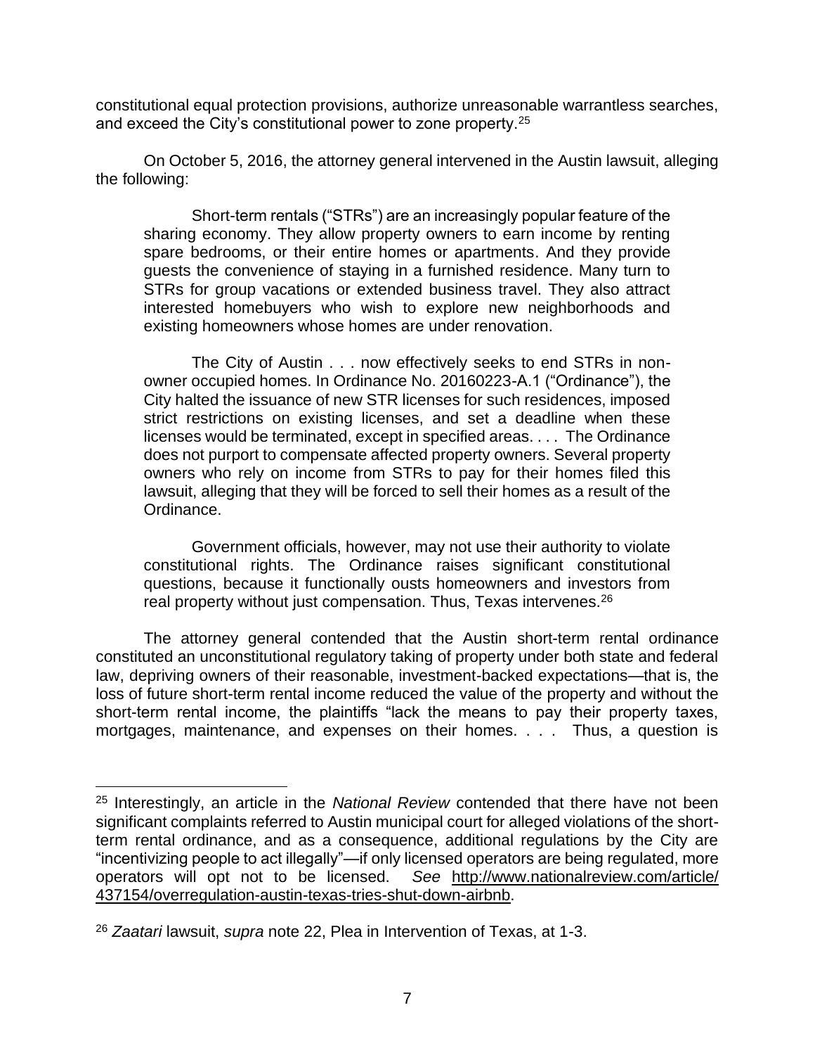constitutional equal protection provisions, authorize unreasonable warrantless searches, and exceed the City's constitutional power to zone property.[25]

On October 5, 2016, the attorney general intervened in the Austin lawsuit, alleging the following:

> Short-term rentals ("STRs") are an increasingly popular feature of the sharing economy. They allow property owners to earn income by renting spare bedrooms, or their entire homes or apartments. And they provide guests the convenience of staying in a furnished residence. Many turn to STRs for group vacations or extended business travel. They also attract interested homebuyers who wish to explore new neighborhoods and existing homeowners whose homes are under renovation.
>
> The City of Austin . . . now effectively seeks to end STRs in non-owner occupied homes. In Ordinance No. 20160223-A.1 ("Ordinance"), the City halted the issuance of new STR licenses for such residences, imposed strict restrictions on existing licenses, and set a deadline when these licenses would be terminated, except in specified areas. . . . The Ordinance does not purport to compensate affected property owners. Several property owners who rely on income from STRs to pay for their homes filed this lawsuit, alleging that they will be forced to sell their homes as a result of the Ordinance.
>
> Government officials, however, may not use their authority to violate constitutional rights. The Ordinance raises significant constitutional questions, because it functionally ousts homeowners and investors from real property without just compensation. Thus, Texas intervenes.[26]

The attorney general contended that the Austin short-term rental ordinance constituted an unconstitutional regulatory taking of property under both state and federal law, depriving owners of their reasonable, investment-backed expectations—that is, the loss of future short-term rental income reduced the value of the property and without the short-term rental income, the plaintiffs "lack the means to pay their property taxes, mortgages, maintenance, and expenses on their homes. . . . Thus, a question is

---

[25] Interestingly, an article in the *National Review* contended that there have not been significant complaints referred to Austin municipal court for alleged violations of the short-term rental ordinance, and as a consequence, additional regulations by the City are "incentivizing people to act illegally"—if only licensed operators are being regulated, more operators will opt not to be licensed. *See* http://www.nationalreview.com/article/437154/overregulation-austin-texas-tries-shut-down-airbnb.

[26] *Zaatari* lawsuit, *supra* note 22, Plea in Intervention of Texas, at 1-3.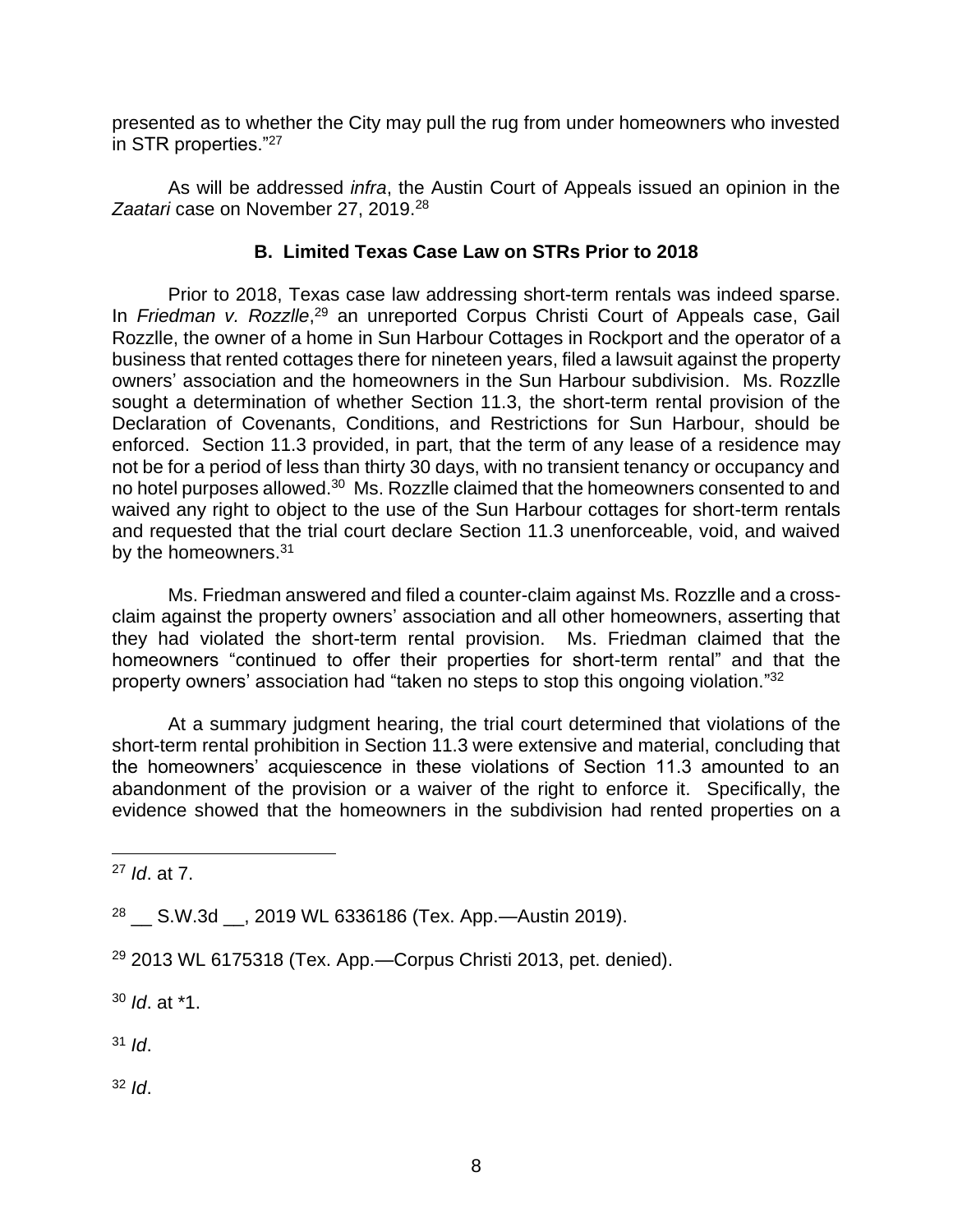presented as to whether the City may pull the rug from under homeowners who invested in STR properties."[27]

As will be addressed *infra*, the Austin Court of Appeals issued an opinion in the *Zaatari* case on November 27, 2019.[28]

### B. Limited Texas Case Law on STRs Prior to 2018

Prior to 2018, Texas case law addressing short-term rentals was indeed sparse. In *Friedman v. Rozzlle*,[29] an unreported Corpus Christi Court of Appeals case, Gail Rozzlle, the owner of a home in Sun Harbour Cottages in Rockport and the operator of a business that rented cottages there for nineteen years, filed a lawsuit against the property owners' association and the homeowners in the Sun Harbour subdivision. Ms. Rozzlle sought a determination of whether Section 11.3, the short-term rental provision of the Declaration of Covenants, Conditions, and Restrictions for Sun Harbour, should be enforced. Section 11.3 provided, in part, that the term of any lease of a residence may not be for a period of less than thirty 30 days, with no transient tenancy or occupancy and no hotel purposes allowed.[30] Ms. Rozzlle claimed that the homeowners consented to and waived any right to object to the use of the Sun Harbour cottages for short-term rentals and requested that the trial court declare Section 11.3 unenforceable, void, and waived by the homeowners.[31]

Ms. Friedman answered and filed a counter-claim against Ms. Rozzlle and a cross-claim against the property owners' association and all other homeowners, asserting that they had violated the short-term rental provision. Ms. Friedman claimed that the homeowners "continued to offer their properties for short-term rental" and that the property owners' association had "taken no steps to stop this ongoing violation."[32]

At a summary judgment hearing, the trial court determined that violations of the short-term rental prohibition in Section 11.3 were extensive and material, concluding that the homeowners' acquiescence in these violations of Section 11.3 amounted to an abandonment of the provision or a waiver of the right to enforce it. Specifically, the evidence showed that the homeowners in the subdivision had rented properties on a

---

[27] *Id*. at 7.

[28] __ S.W.3d __, 2019 WL 6336186 (Tex. App.—Austin 2019).

[29] 2013 WL 6175318 (Tex. App.—Corpus Christi 2013, pet. denied).

[30] *Id*. at *1.

[31] *Id*.

[32] *Id*.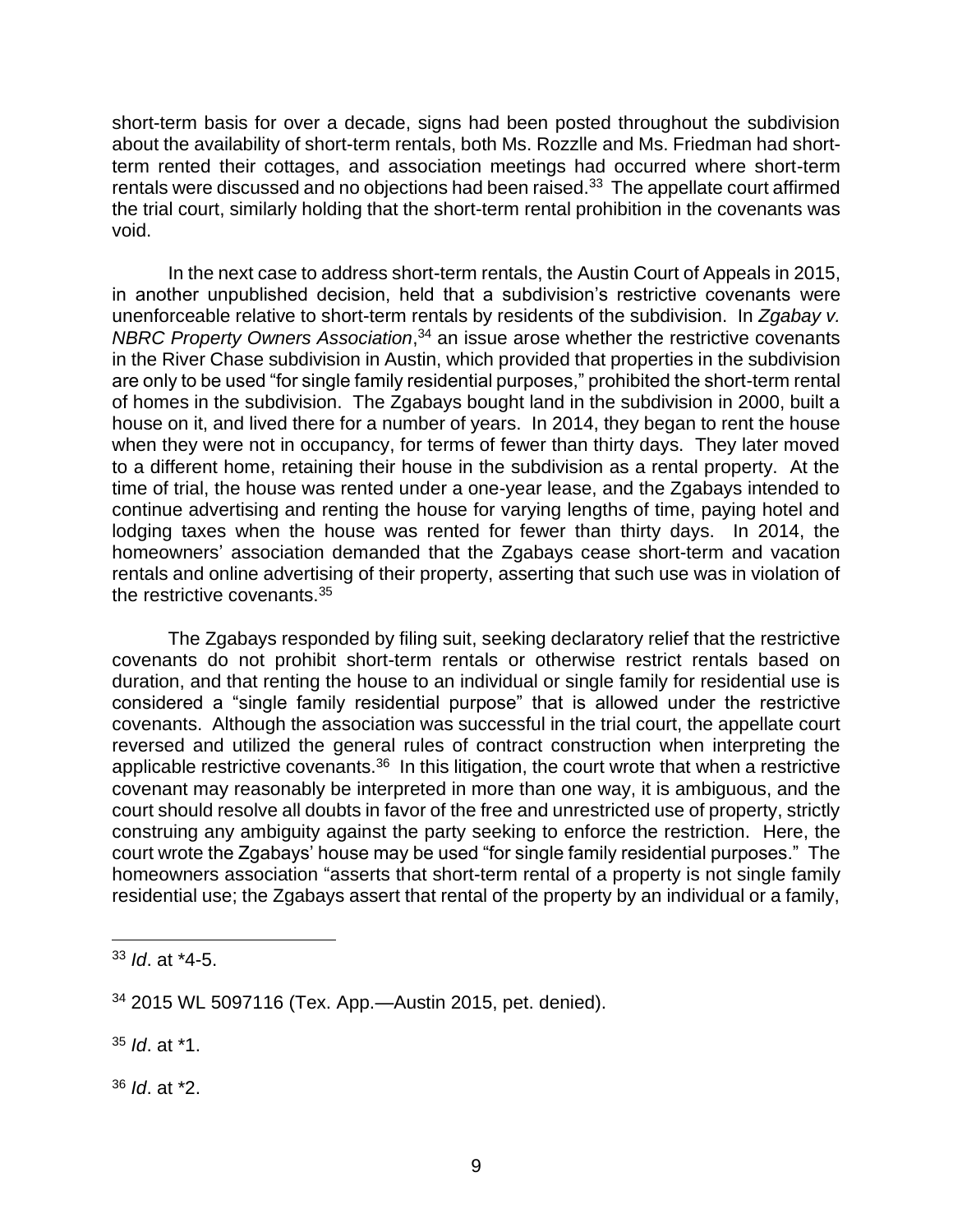short-term basis for over a decade, signs had been posted throughout the subdivision about the availability of short-term rentals, both Ms. Rozzlle and Ms. Friedman had short-term rented their cottages, and association meetings had occurred where short-term rentals were discussed and no objections had been raised.[33] The appellate court affirmed the trial court, similarly holding that the short-term rental prohibition in the covenants was void.

In the next case to address short-term rentals, the Austin Court of Appeals in 2015, in another unpublished decision, held that a subdivision's restrictive covenants were unenforceable relative to short-term rentals by residents of the subdivision. In *Zgabay v. NBRC Property Owners Association*,[34] an issue arose whether the restrictive covenants in the River Chase subdivision in Austin, which provided that properties in the subdivision are only to be used "for single family residential purposes," prohibited the short-term rental of homes in the subdivision. The Zgabays bought land in the subdivision in 2000, built a house on it, and lived there for a number of years. In 2014, they began to rent the house when they were not in occupancy, for terms of fewer than thirty days. They later moved to a different home, retaining their house in the subdivision as a rental property. At the time of trial, the house was rented under a one-year lease, and the Zgabays intended to continue advertising and renting the house for varying lengths of time, paying hotel and lodging taxes when the house was rented for fewer than thirty days. In 2014, the homeowners' association demanded that the Zgabays cease short-term and vacation rentals and online advertising of their property, asserting that such use was in violation of the restrictive covenants.[35]

The Zgabays responded by filing suit, seeking declaratory relief that the restrictive covenants do not prohibit short-term rentals or otherwise restrict rentals based on duration, and that renting the house to an individual or single family for residential use is considered a "single family residential purpose" that is allowed under the restrictive covenants. Although the association was successful in the trial court, the appellate court reversed and utilized the general rules of contract construction when interpreting the applicable restrictive covenants.[36] In this litigation, the court wrote that when a restrictive covenant may reasonably be interpreted in more than one way, it is ambiguous, and the court should resolve all doubts in favor of the free and unrestricted use of property, strictly construing any ambiguity against the party seeking to enforce the restriction. Here, the court wrote the Zgabays' house may be used "for single family residential purposes." The homeowners association "asserts that short-term rental of a property is not single family residential use; the Zgabays assert that rental of the property by an individual or a family,

---

[33] *Id*. at *4-5.

[34] 2015 WL 5097116 (Tex. App.—Austin 2015, pet. denied).

[35] *Id*. at *1.

[36] *Id*. at *2.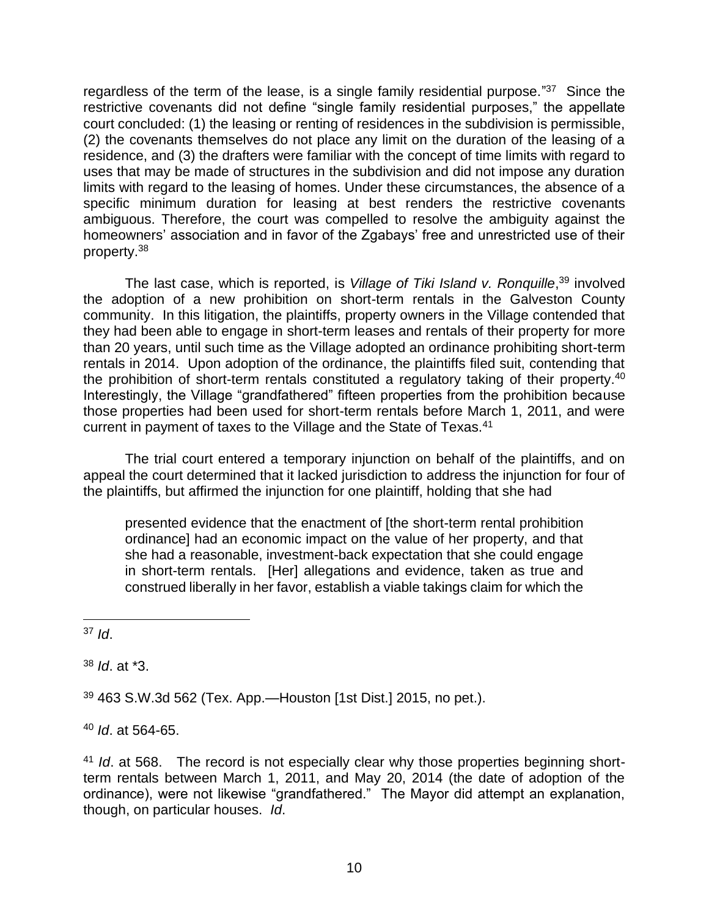regardless of the term of the lease, is a single family residential purpose."[37] Since the restrictive covenants did not define "single family residential purposes," the appellate court concluded: (1) the leasing or renting of residences in the subdivision is permissible, (2) the covenants themselves do not place any limit on the duration of the leasing of a residence, and (3) the drafters were familiar with the concept of time limits with regard to uses that may be made of structures in the subdivision and did not impose any duration limits with regard to the leasing of homes. Under these circumstances, the absence of a specific minimum duration for leasing at best renders the restrictive covenants ambiguous. Therefore, the court was compelled to resolve the ambiguity against the homeowners' association and in favor of the Zgabays' free and unrestricted use of their property.[38]

The last case, which is reported, is *Village of Tiki Island v. Ronquille*,[39] involved the adoption of a new prohibition on short-term rentals in the Galveston County community. In this litigation, the plaintiffs, property owners in the Village contended that they had been able to engage in short-term leases and rentals of their property for more than 20 years, until such time as the Village adopted an ordinance prohibiting short-term rentals in 2014. Upon adoption of the ordinance, the plaintiffs filed suit, contending that the prohibition of short-term rentals constituted a regulatory taking of their property.[40] Interestingly, the Village "grandfathered" fifteen properties from the prohibition because those properties had been used for short-term rentals before March 1, 2011, and were current in payment of taxes to the Village and the State of Texas.[41]

The trial court entered a temporary injunction on behalf of the plaintiffs, and on appeal the court determined that it lacked jurisdiction to address the injunction for four of the plaintiffs, but affirmed the injunction for one plaintiff, holding that she had

> presented evidence that the enactment of [the short-term rental prohibition ordinance] had an economic impact on the value of her property, and that she had a reasonable, investment-back expectation that she could engage in short-term rentals. [Her] allegations and evidence, taken as true and construed liberally in her favor, establish a viable takings claim for which the

---

[37] *Id*.

[38] *Id*. at *3.

[39] 463 S.W.3d 562 (Tex. App.—Houston [1st Dist.] 2015, no pet.).

[40] *Id*. at 564-65.

[41] *Id*. at 568. The record is not especially clear why those properties beginning short-term rentals between March 1, 2011, and May 20, 2014 (the date of adoption of the ordinance), were not likewise "grandfathered." The Mayor did attempt an explanation, though, on particular houses. *Id*.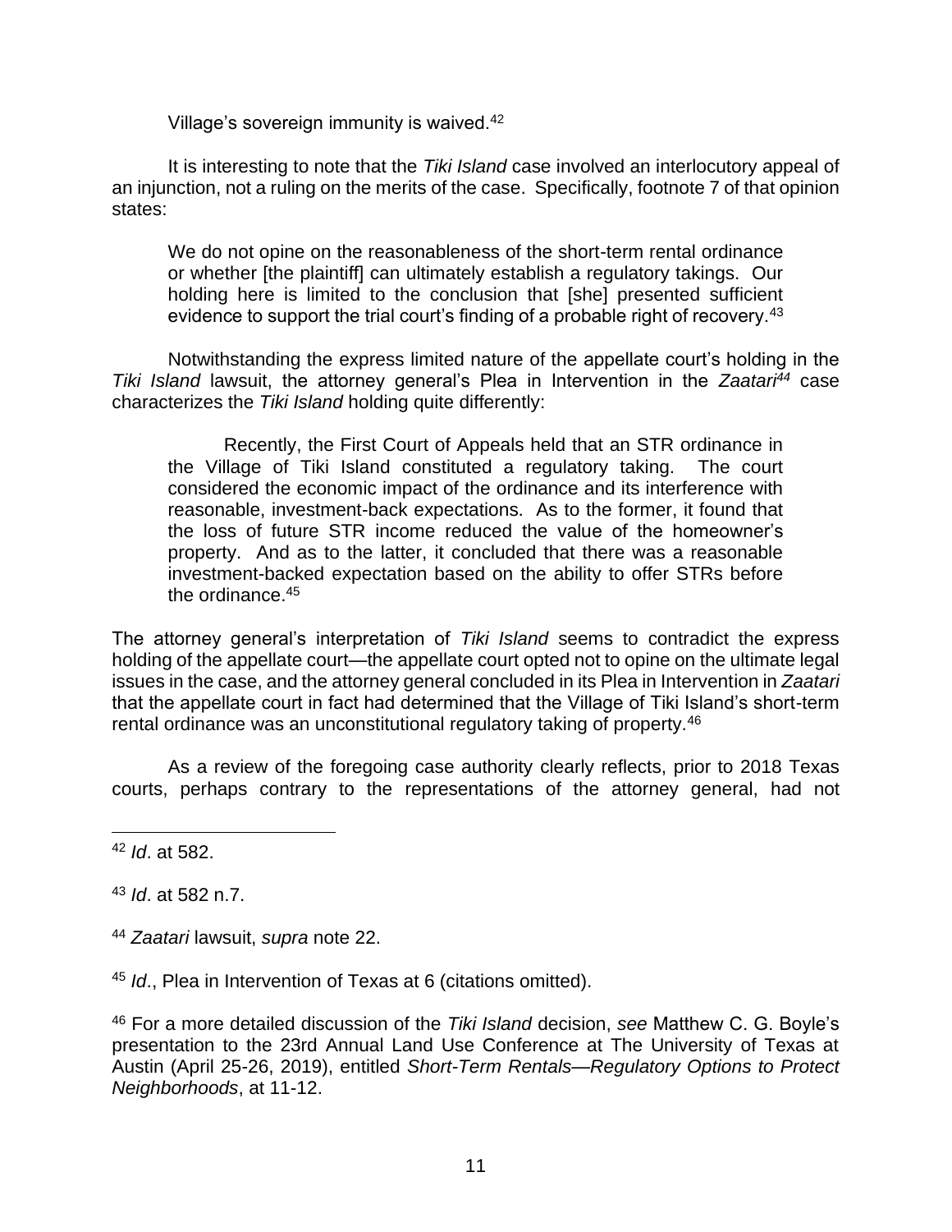Village's sovereign immunity is waived.[42]

It is interesting to note that the *Tiki Island* case involved an interlocutory appeal of an injunction, not a ruling on the merits of the case. Specifically, footnote 7 of that opinion states:

> We do not opine on the reasonableness of the short-term rental ordinance or whether [the plaintiff] can ultimately establish a regulatory takings. Our holding here is limited to the conclusion that [she] presented sufficient evidence to support the trial court's finding of a probable right of recovery.[43]

Notwithstanding the express limited nature of the appellate court's holding in the *Tiki Island* lawsuit, the attorney general's Plea in Intervention in the *Zaatari*[44] case characterizes the *Tiki Island* holding quite differently:

> Recently, the First Court of Appeals held that an STR ordinance in the Village of Tiki Island constituted a regulatory taking. The court considered the economic impact of the ordinance and its interference with reasonable, investment-back expectations. As to the former, it found that the loss of future STR income reduced the value of the homeowner's property. And as to the latter, it concluded that there was a reasonable investment-backed expectation based on the ability to offer STRs before the ordinance.[45]

The attorney general's interpretation of *Tiki Island* seems to contradict the express holding of the appellate court—the appellate court opted not to opine on the ultimate legal issues in the case, and the attorney general concluded in its Plea in Intervention in *Zaatari* that the appellate court in fact had determined that the Village of Tiki Island's short-term rental ordinance was an unconstitutional regulatory taking of property.[46]

As a review of the foregoing case authority clearly reflects, prior to 2018 Texas courts, perhaps contrary to the representations of the attorney general, had not

---

[42] *Id*. at 582.

[43] *Id*. at 582 n.7.

[44] *Zaatari* lawsuit, *supra* note 22.

[45] *Id*., Plea in Intervention of Texas at 6 (citations omitted).

[46] For a more detailed discussion of the *Tiki Island* decision, *see* Matthew C. G. Boyle's presentation to the 23rd Annual Land Use Conference at The University of Texas at Austin (April 25-26, 2019), entitled *Short-Term Rentals—Regulatory Options to Protect Neighborhoods*, at 11-12.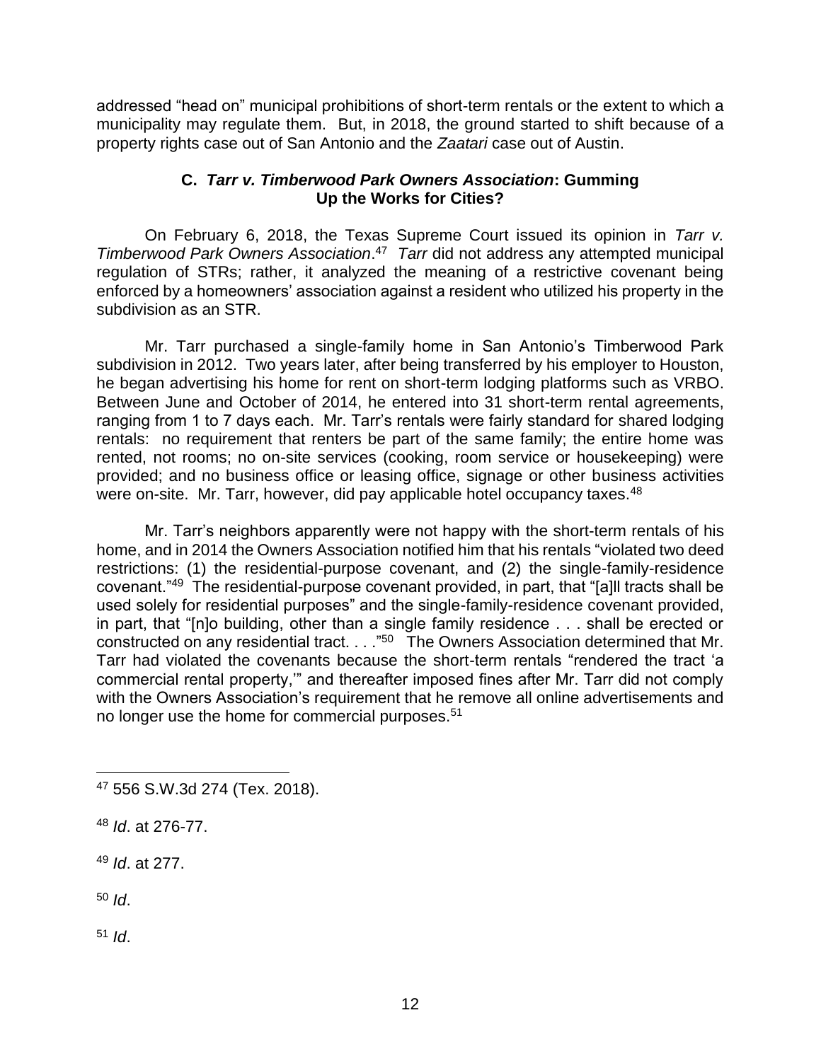addressed "head on" municipal prohibitions of short-term rentals or the extent to which a municipality may regulate them. But, in 2018, the ground started to shift because of a property rights case out of San Antonio and the *Zaatari* case out of Austin.

### C. *Tarr v. Timberwood Park Owners Association*: Gumming Up the Works for Cities?

On February 6, 2018, the Texas Supreme Court issued its opinion in *Tarr v. Timberwood Park Owners Association*.[47] *Tarr* did not address any attempted municipal regulation of STRs; rather, it analyzed the meaning of a restrictive covenant being enforced by a homeowners' association against a resident who utilized his property in the subdivision as an STR.

Mr. Tarr purchased a single-family home in San Antonio's Timberwood Park subdivision in 2012. Two years later, after being transferred by his employer to Houston, he began advertising his home for rent on short-term lodging platforms such as VRBO. Between June and October of 2014, he entered into 31 short-term rental agreements, ranging from 1 to 7 days each. Mr. Tarr's rentals were fairly standard for shared lodging rentals: no requirement that renters be part of the same family; the entire home was rented, not rooms; no on-site services (cooking, room service or housekeeping) were provided; and no business office or leasing office, signage or other business activities were on-site. Mr. Tarr, however, did pay applicable hotel occupancy taxes.[48]

Mr. Tarr's neighbors apparently were not happy with the short-term rentals of his home, and in 2014 the Owners Association notified him that his rentals "violated two deed restrictions: (1) the residential-purpose covenant, and (2) the single-family-residence covenant."[49] The residential-purpose covenant provided, in part, that "[a]ll tracts shall be used solely for residential purposes" and the single-family-residence covenant provided, in part, that "[n]o building, other than a single family residence . . . shall be erected or constructed on any residential tract. . . ."[50] The Owners Association determined that Mr. Tarr had violated the covenants because the short-term rentals "rendered the tract 'a commercial rental property,'" and thereafter imposed fines after Mr. Tarr did not comply with the Owners Association's requirement that he remove all online advertisements and no longer use the home for commercial purposes.[51]

---

[47] 556 S.W.3d 274 (Tex. 2018).

[48] *Id*. at 276-77.

[49] *Id*. at 277.

[50] *Id*.

[51] *Id*.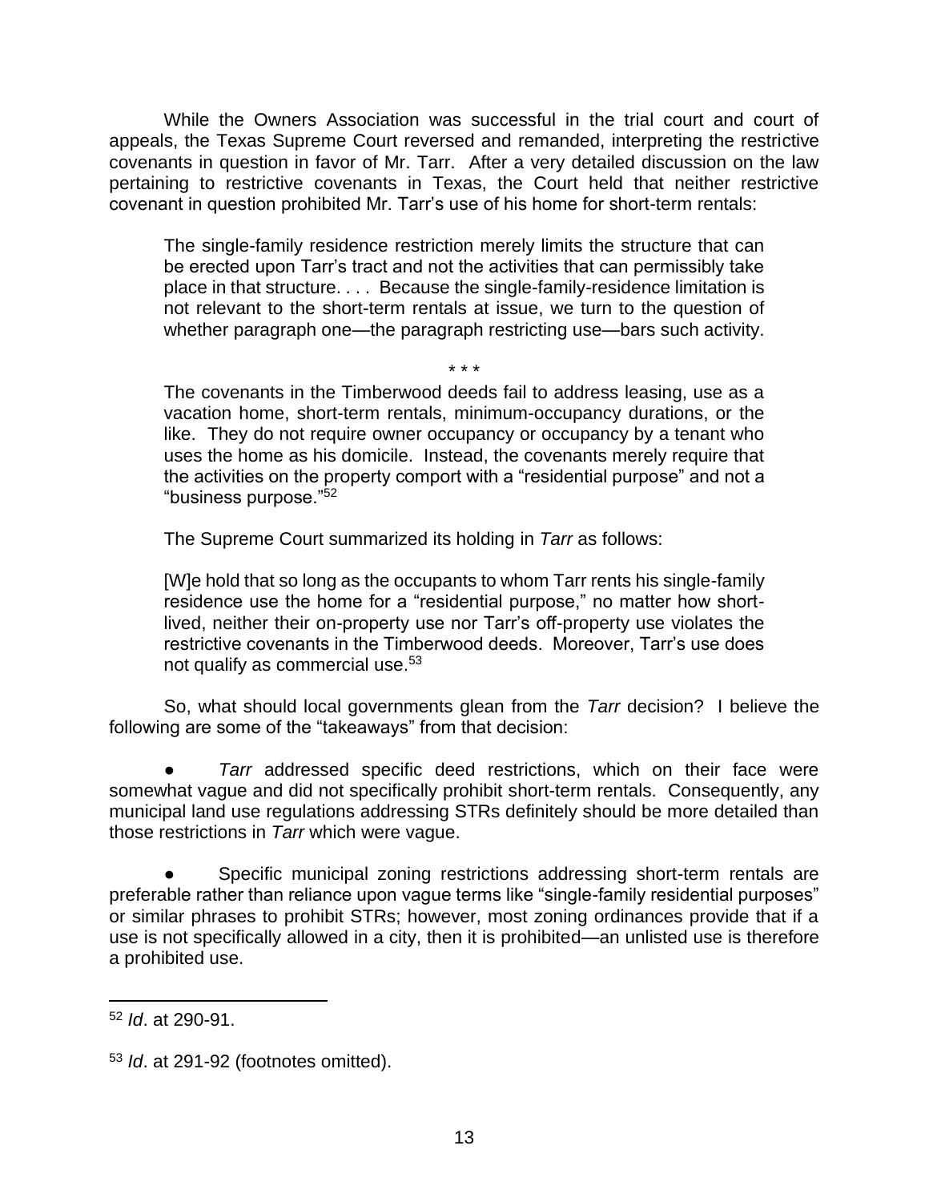While the Owners Association was successful in the trial court and court of appeals, the Texas Supreme Court reversed and remanded, interpreting the restrictive covenants in question in favor of Mr. Tarr. After a very detailed discussion on the law pertaining to restrictive covenants in Texas, the Court held that neither restrictive covenant in question prohibited Mr. Tarr's use of his home for short-term rentals:

> The single-family residence restriction merely limits the structure that can be erected upon Tarr's tract and not the activities that can permissibly take place in that structure. . . . Because the single-family-residence limitation is not relevant to the short-term rentals at issue, we turn to the question of whether paragraph one—the paragraph restricting use—bars such activity.
>
> \* \* \*
>
> The covenants in the Timberwood deeds fail to address leasing, use as a vacation home, short-term rentals, minimum-occupancy durations, or the like. They do not require owner occupancy or occupancy by a tenant who uses the home as his domicile. Instead, the covenants merely require that the activities on the property comport with a "residential purpose" and not a "business purpose."[52]

The Supreme Court summarized its holding in *Tarr* as follows:

> [W]e hold that so long as the occupants to whom Tarr rents his single-family residence use the home for a "residential purpose," no matter how short-lived, neither their on-property use nor Tarr's off-property use violates the restrictive covenants in the Timberwood deeds. Moreover, Tarr's use does not qualify as commercial use.[53]

So, what should local governments glean from the *Tarr* decision? I believe the following are some of the "takeaways" from that decision:

- *Tarr* addressed specific deed restrictions, which on their face were somewhat vague and did not specifically prohibit short-term rentals. Consequently, any municipal land use regulations addressing STRs definitely should be more detailed than those restrictions in *Tarr* which were vague.

- Specific municipal zoning restrictions addressing short-term rentals are preferable rather than reliance upon vague terms like "single-family residential purposes" or similar phrases to prohibit STRs; however, most zoning ordinances provide that if a use is not specifically allowed in a city, then it is prohibited—an unlisted use is therefore a prohibited use.

---

[52] *Id*. at 290-91.

[53] *Id*. at 291-92 (footnotes omitted).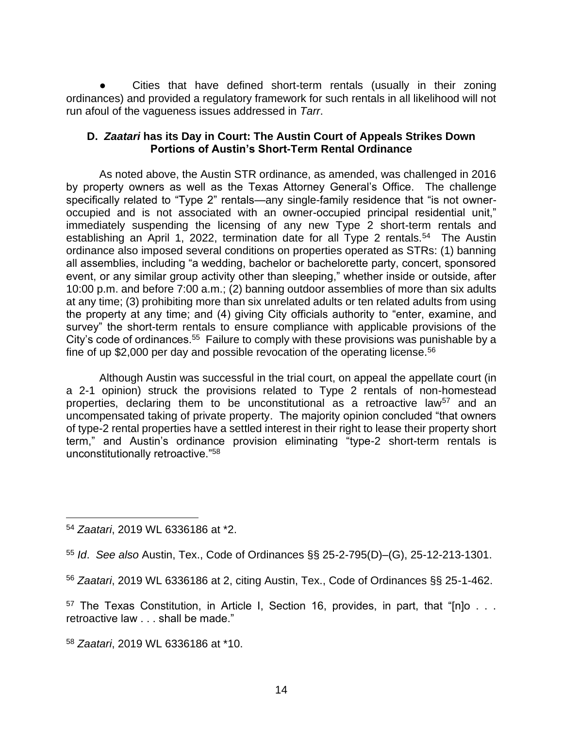- Cities that have defined short-term rentals (usually in their zoning ordinances) and provided a regulatory framework for such rentals in all likelihood will not run afoul of the vagueness issues addressed in *Tarr*.

### D. *Zaatari* has its Day in Court: The Austin Court of Appeals Strikes Down Portions of Austin's Short-Term Rental Ordinance

As noted above, the Austin STR ordinance, as amended, was challenged in 2016 by property owners as well as the Texas Attorney General's Office. The challenge specifically related to "Type 2" rentals—any single-family residence that "is not owner-occupied and is not associated with an owner-occupied principal residential unit," immediately suspending the licensing of any new Type 2 short-term rentals and establishing an April 1, 2022, termination date for all Type 2 rentals.[54] The Austin ordinance also imposed several conditions on properties operated as STRs: (1) banning all assemblies, including "a wedding, bachelor or bachelorette party, concert, sponsored event, or any similar group activity other than sleeping," whether inside or outside, after 10:00 p.m. and before 7:00 a.m.; (2) banning outdoor assemblies of more than six adults at any time; (3) prohibiting more than six unrelated adults or ten related adults from using the property at any time; and (4) giving City officials authority to "enter, examine, and survey" the short-term rentals to ensure compliance with applicable provisions of the City's code of ordinances.[55] Failure to comply with these provisions was punishable by a fine of up $2,000 per day and possible revocation of the operating license.[56]

Although Austin was successful in the trial court, on appeal the appellate court (in a 2-1 opinion) struck the provisions related to Type 2 rentals of non-homestead properties, declaring them to be unconstitutional as a retroactive law[57] and an uncompensated taking of private property. The majority opinion concluded "that owners of type-2 rental properties have a settled interest in their right to lease their property short term," and Austin's ordinance provision eliminating "type-2 short-term rentals is unconstitutionally retroactive."[58]

---

[54] *Zaatari*, 2019 WL 6336186 at *2.

[55] *Id*. *See also* Austin, Tex., Code of Ordinances §§ 25-2-795(D)–(G), 25-12-213-1301.

[56] *Zaatari*, 2019 WL 6336186 at 2, citing Austin, Tex., Code of Ordinances §§ 25-1-462.

[57] The Texas Constitution, in Article I, Section 16, provides, in part, that "[n]o . . . retroactive law . . . shall be made."

[58] *Zaatari*, 2019 WL 6336186 at *10.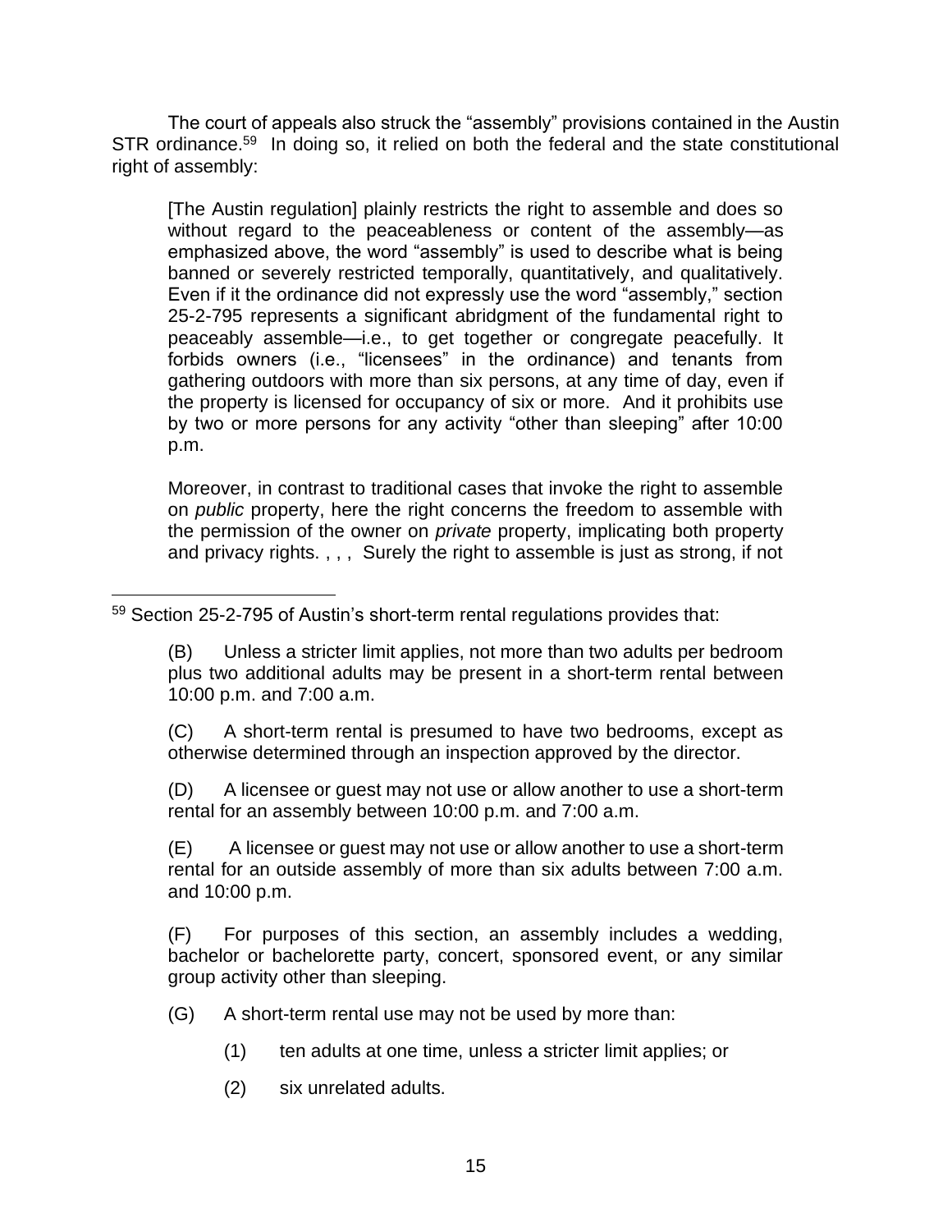The court of appeals also struck the "assembly" provisions contained in the Austin STR ordinance.[59] In doing so, it relied on both the federal and the state constitutional right of assembly:

> [The Austin regulation] plainly restricts the right to assemble and does so without regard to the peaceableness or content of the assembly—as emphasized above, the word "assembly" is used to describe what is being banned or severely restricted temporally, quantitatively, and qualitatively. Even if it the ordinance did not expressly use the word "assembly," section 25-2-795 represents a significant abridgment of the fundamental right to peaceably assemble—i.e., to get together or congregate peacefully. It forbids owners (i.e., "licensees" in the ordinance) and tenants from gathering outdoors with more than six persons, at any time of day, even if the property is licensed for occupancy of six or more. And it prohibits use by two or more persons for any activity "other than sleeping" after 10:00 p.m.
>
> Moreover, in contrast to traditional cases that invoke the right to assemble on *public* property, here the right concerns the freedom to assemble with the permission of the owner on *private* property, implicating both property and privacy rights. , , , Surely the right to assemble is just as strong, if not

---

[59] Section 25-2-795 of Austin's short-term rental regulations provides that:

> (B) Unless a stricter limit applies, not more than two adults per bedroom plus two additional adults may be present in a short-term rental between 10:00 p.m. and 7:00 a.m.
>
> (C) A short-term rental is presumed to have two bedrooms, except as otherwise determined through an inspection approved by the director.
>
> (D) A licensee or guest may not use or allow another to use a short-term rental for an assembly between 10:00 p.m. and 7:00 a.m.
>
> (E) A licensee or guest may not use or allow another to use a short-term rental for an outside assembly of more than six adults between 7:00 a.m. and 10:00 p.m.
>
> (F) For purposes of this section, an assembly includes a wedding, bachelor or bachelorette party, concert, sponsored event, or any similar group activity other than sleeping.
>
> (G) A short-term rental use may not be used by more than:
>
> (1) ten adults at one time, unless a stricter limit applies; or
>
> (2) six unrelated adults.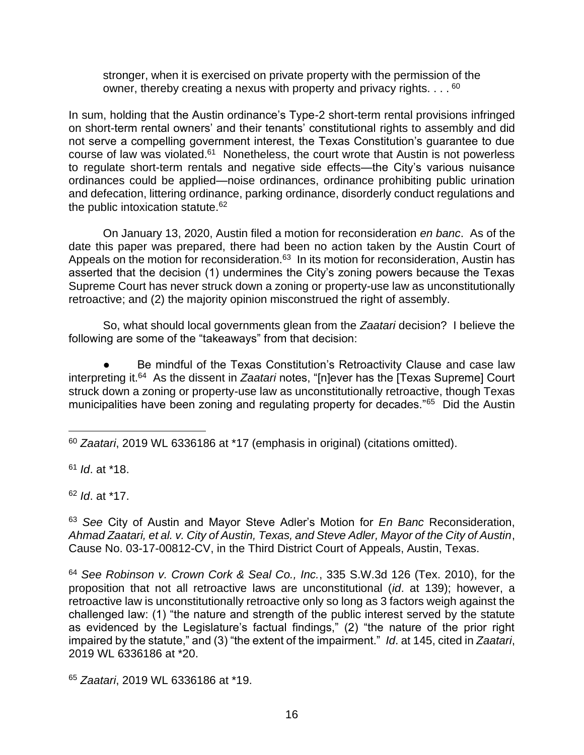> stronger, when it is exercised on private property with the permission of the owner, thereby creating a nexus with property and privacy rights. . . . [60]

In sum, holding that the Austin ordinance's Type-2 short-term rental provisions infringed on short-term rental owners' and their tenants' constitutional rights to assembly and did not serve a compelling government interest, the Texas Constitution's guarantee to due course of law was violated.[61] Nonetheless, the court wrote that Austin is not powerless to regulate short-term rentals and negative side effects—the City's various nuisance ordinances could be applied—noise ordinances, ordinance prohibiting public urination and defecation, littering ordinance, parking ordinance, disorderly conduct regulations and the public intoxication statute.[62]

On January 13, 2020, Austin filed a motion for reconsideration *en banc*. As of the date this paper was prepared, there had been no action taken by the Austin Court of Appeals on the motion for reconsideration.[63] In its motion for reconsideration, Austin has asserted that the decision (1) undermines the City's zoning powers because the Texas Supreme Court has never struck down a zoning or property-use law as unconstitutionally retroactive; and (2) the majority opinion misconstrued the right of assembly.

So, what should local governments glean from the *Zaatari* decision? I believe the following are some of the "takeaways" from that decision:

- Be mindful of the Texas Constitution's Retroactivity Clause and case law interpreting it.[64] As the dissent in *Zaatari* notes, "[n]ever has the [Texas Supreme] Court struck down a zoning or property-use law as unconstitutionally retroactive, though Texas municipalities have been zoning and regulating property for decades."[65] Did the Austin

---

[60] *Zaatari*, 2019 WL 6336186 at *17 (emphasis in original) (citations omitted).

[61] *Id*. at *18.

[62] *Id*. at *17.

[63] *See* City of Austin and Mayor Steve Adler's Motion for *En Banc* Reconsideration, *Ahmad Zaatari, et al. v. City of Austin, Texas, and Steve Adler, Mayor of the City of Austin*, Cause No. 03-17-00812-CV, in the Third District Court of Appeals, Austin, Texas.

[64] *See Robinson v. Crown Cork & Seal Co., Inc.*, 335 S.W.3d 126 (Tex. 2010), for the proposition that not all retroactive laws are unconstitutional (*id*. at 139); however, a retroactive law is unconstitutionally retroactive only so long as 3 factors weigh against the challenged law: (1) "the nature and strength of the public interest served by the statute as evidenced by the Legislature's factual findings," (2) "the nature of the prior right impaired by the statute," and (3) "the extent of the impairment." *Id*. at 145, cited in *Zaatari*, 2019 WL 6336186 at *20.

[65] *Zaatari*, 2019 WL 6336186 at *19.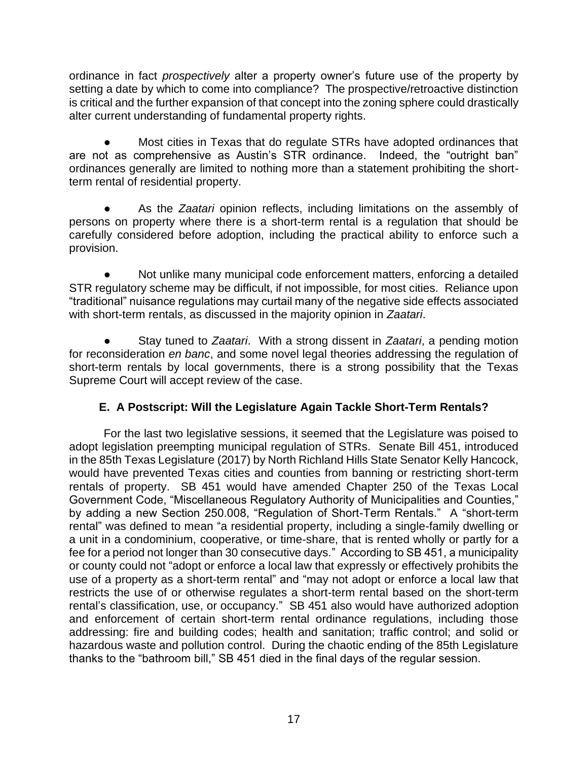ordinance in fact *prospectively* alter a property owner's future use of the property by setting a date by which to come into compliance? The prospective/retroactive distinction is critical and the further expansion of that concept into the zoning sphere could drastically alter current understanding of fundamental property rights.

- Most cities in Texas that do regulate STRs have adopted ordinances that are not as comprehensive as Austin's STR ordinance. Indeed, the "outright ban" ordinances generally are limited to nothing more than a statement prohibiting the short-term rental of residential property.

- As the *Zaatari* opinion reflects, including limitations on the assembly of persons on property where there is a short-term rental is a regulation that should be carefully considered before adoption, including the practical ability to enforce such a provision.

- Not unlike many municipal code enforcement matters, enforcing a detailed STR regulatory scheme may be difficult, if not impossible, for most cities. Reliance upon "traditional" nuisance regulations may curtail many of the negative side effects associated with short-term rentals, as discussed in the majority opinion in *Zaatari*.

- Stay tuned to *Zaatari*. With a strong dissent in *Zaatari*, a pending motion for reconsideration *en banc*, and some novel legal theories addressing the regulation of short-term rentals by local governments, there is a strong possibility that the Texas Supreme Court will accept review of the case.

### E. A Postscript: Will the Legislature Again Tackle Short-Term Rentals?

For the last two legislative sessions, it seemed that the Legislature was poised to adopt legislation preempting municipal regulation of STRs. Senate Bill 451, introduced in the 85th Texas Legislature (2017) by North Richland Hills State Senator Kelly Hancock, would have prevented Texas cities and counties from banning or restricting short-term rentals of property. SB 451 would have amended Chapter 250 of the Texas Local Government Code, "Miscellaneous Regulatory Authority of Municipalities and Counties," by adding a new Section 250.008, "Regulation of Short-Term Rentals." A "short-term rental" was defined to mean "a residential property, including a single-family dwelling or a unit in a condominium, cooperative, or time-share, that is rented wholly or partly for a fee for a period not longer than 30 consecutive days." According to SB 451, a municipality or county could not "adopt or enforce a local law that expressly or effectively prohibits the use of a property as a short-term rental" and "may not adopt or enforce a local law that restricts the use of or otherwise regulates a short-term rental based on the short-term rental's classification, use, or occupancy." SB 451 also would have authorized adoption and enforcement of certain short-term rental ordinance regulations, including those addressing: fire and building codes; health and sanitation; traffic control; and solid or hazardous waste and pollution control. During the chaotic ending of the 85th Legislature thanks to the "bathroom bill," SB 451 died in the final days of the regular session.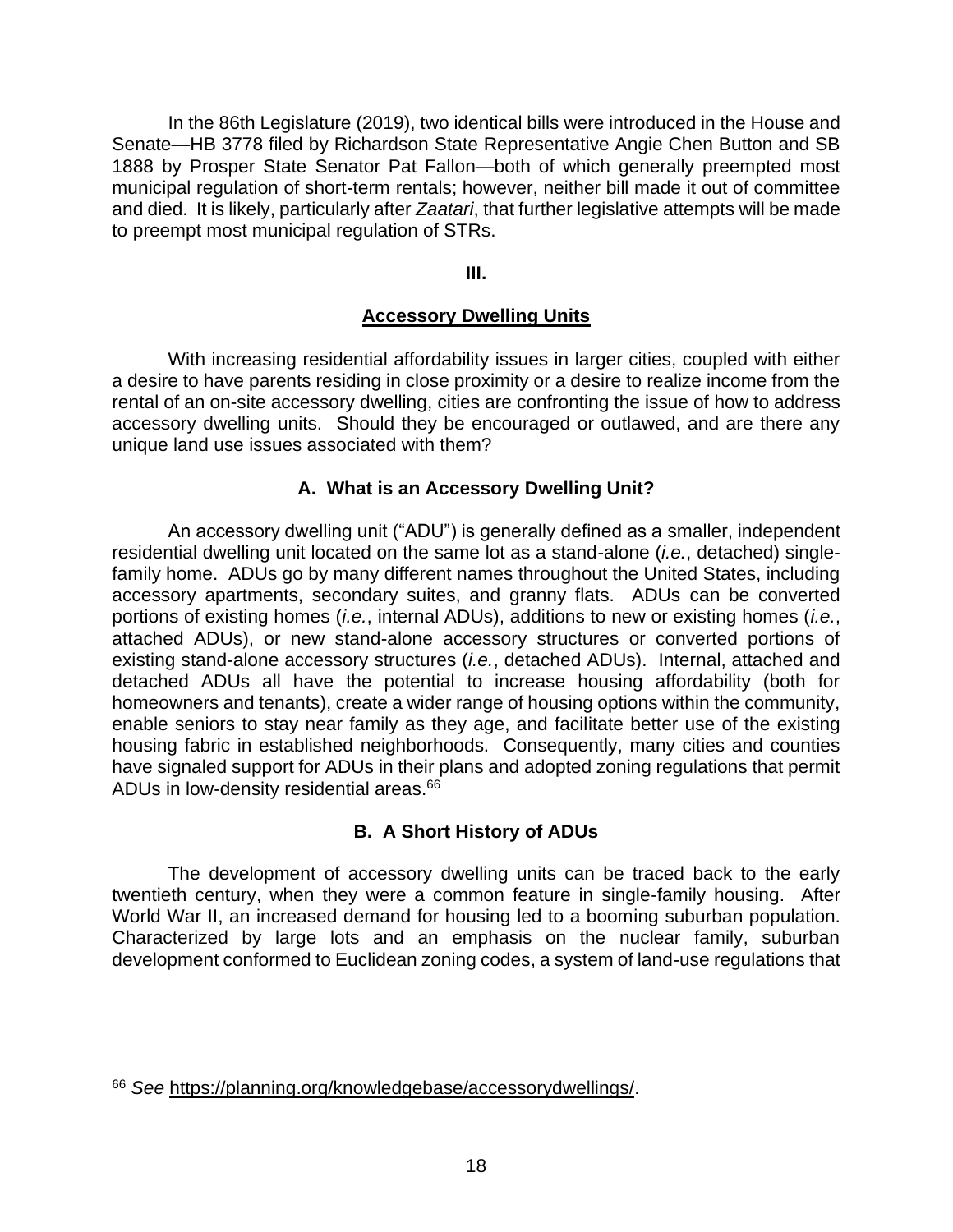In the 86th Legislature (2019), two identical bills were introduced in the House and Senate—HB 3778 filed by Richardson State Representative Angie Chen Button and SB 1888 by Prosper State Senator Pat Fallon—both of which generally preempted most municipal regulation of short-term rentals; however, neither bill made it out of committee and died. It is likely, particularly after *Zaatari*, that further legislative attempts will be made to preempt most municipal regulation of STRs.

## III.

## Accessory Dwelling Units

With increasing residential affordability issues in larger cities, coupled with either a desire to have parents residing in close proximity or a desire to realize income from the rental of an on-site accessory dwelling, cities are confronting the issue of how to address accessory dwelling units. Should they be encouraged or outlawed, and are there any unique land use issues associated with them?

### A. What is an Accessory Dwelling Unit?

An accessory dwelling unit ("ADU") is generally defined as a smaller, independent residential dwelling unit located on the same lot as a stand-alone (*i.e.*, detached) single-family home. ADUs go by many different names throughout the United States, including accessory apartments, secondary suites, and granny flats. ADUs can be converted portions of existing homes (*i.e.*, internal ADUs), additions to new or existing homes (*i.e.*, attached ADUs), or new stand-alone accessory structures or converted portions of existing stand-alone accessory structures (*i.e.*, detached ADUs). Internal, attached and detached ADUs all have the potential to increase housing affordability (both for homeowners and tenants), create a wider range of housing options within the community, enable seniors to stay near family as they age, and facilitate better use of the existing housing fabric in established neighborhoods. Consequently, many cities and counties have signaled support for ADUs in their plans and adopted zoning regulations that permit ADUs in low-density residential areas.[66]

### B. A Short History of ADUs

The development of accessory dwelling units can be traced back to the early twentieth century, when they were a common feature in single-family housing. After World War II, an increased demand for housing led to a booming suburban population. Characterized by large lots and an emphasis on the nuclear family, suburban development conformed to Euclidean zoning codes, a system of land-use regulations that

---

[66] *See* https://planning.org/knowledgebase/accessorydwellings/.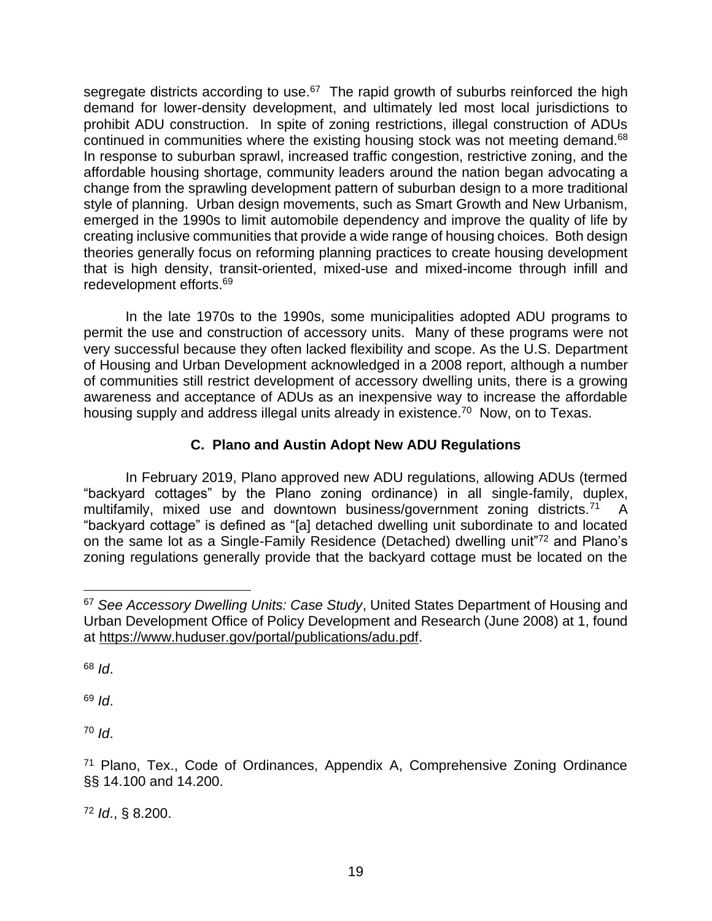segregate districts according to use.[67] The rapid growth of suburbs reinforced the high demand for lower-density development, and ultimately led most local jurisdictions to prohibit ADU construction. In spite of zoning restrictions, illegal construction of ADUs continued in communities where the existing housing stock was not meeting demand.[68] In response to suburban sprawl, increased traffic congestion, restrictive zoning, and the affordable housing shortage, community leaders around the nation began advocating a change from the sprawling development pattern of suburban design to a more traditional style of planning. Urban design movements, such as Smart Growth and New Urbanism, emerged in the 1990s to limit automobile dependency and improve the quality of life by creating inclusive communities that provide a wide range of housing choices. Both design theories generally focus on reforming planning practices to create housing development that is high density, transit-oriented, mixed-use and mixed-income through infill and redevelopment efforts.[69]

In the late 1970s to the 1990s, some municipalities adopted ADU programs to permit the use and construction of accessory units. Many of these programs were not very successful because they often lacked flexibility and scope. As the U.S. Department of Housing and Urban Development acknowledged in a 2008 report, although a number of communities still restrict development of accessory dwelling units, there is a growing awareness and acceptance of ADUs as an inexpensive way to increase the affordable housing supply and address illegal units already in existence.[70] Now, on to Texas.

### C. Plano and Austin Adopt New ADU Regulations

In February 2019, Plano approved new ADU regulations, allowing ADUs (termed "backyard cottages" by the Plano zoning ordinance) in all single-family, duplex, multifamily, mixed use and downtown business/government zoning districts.[71] A "backyard cottage" is defined as "[a] detached dwelling unit subordinate to and located on the same lot as a Single-Family Residence (Detached) dwelling unit"[72] and Plano's zoning regulations generally provide that the backyard cottage must be located on the

---

[67] *See Accessory Dwelling Units: Case Study*, United States Department of Housing and Urban Development Office of Policy Development and Research (June 2008) at 1, found at https://www.huduser.gov/portal/publications/adu.pdf.

[68] *Id*.

[69] *Id*.

[70] *Id*.

[71] Plano, Tex., Code of Ordinances, Appendix A, Comprehensive Zoning Ordinance §§ 14.100 and 14.200.

[72] *Id*., § 8.200.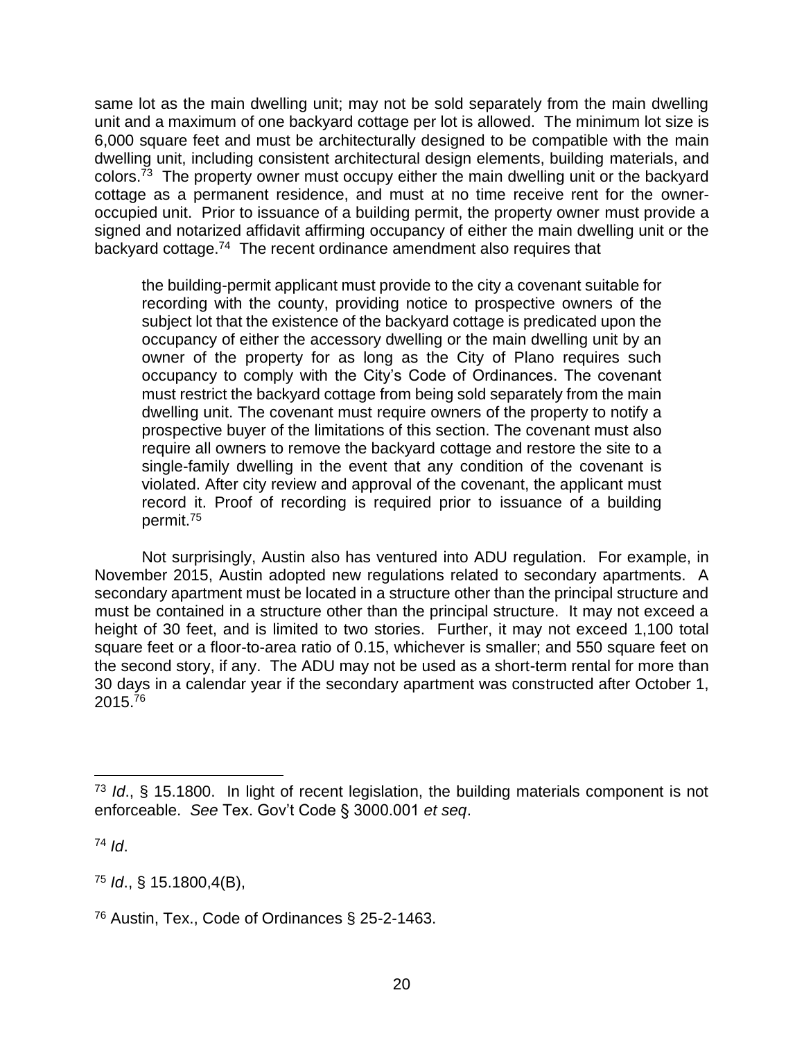same lot as the main dwelling unit; may not be sold separately from the main dwelling unit and a maximum of one backyard cottage per lot is allowed. The minimum lot size is 6,000 square feet and must be architecturally designed to be compatible with the main dwelling unit, including consistent architectural design elements, building materials, and colors.[73] The property owner must occupy either the main dwelling unit or the backyard cottage as a permanent residence, and must at no time receive rent for the owner-occupied unit. Prior to issuance of a building permit, the property owner must provide a signed and notarized affidavit affirming occupancy of either the main dwelling unit or the backyard cottage.[74] The recent ordinance amendment also requires that

> the building-permit applicant must provide to the city a covenant suitable for recording with the county, providing notice to prospective owners of the subject lot that the existence of the backyard cottage is predicated upon the occupancy of either the accessory dwelling or the main dwelling unit by an owner of the property for as long as the City of Plano requires such occupancy to comply with the City's Code of Ordinances. The covenant must restrict the backyard cottage from being sold separately from the main dwelling unit. The covenant must require owners of the property to notify a prospective buyer of the limitations of this section. The covenant must also require all owners to remove the backyard cottage and restore the site to a single-family dwelling in the event that any condition of the covenant is violated. After city review and approval of the covenant, the applicant must record it. Proof of recording is required prior to issuance of a building permit.[75]

Not surprisingly, Austin also has ventured into ADU regulation. For example, in November 2015, Austin adopted new regulations related to secondary apartments. A secondary apartment must be located in a structure other than the principal structure and must be contained in a structure other than the principal structure. It may not exceed a height of 30 feet, and is limited to two stories. Further, it may not exceed 1,100 total square feet or a floor-to-area ratio of 0.15, whichever is smaller; and 550 square feet on the second story, if any. The ADU may not be used as a short-term rental for more than 30 days in a calendar year if the secondary apartment was constructed after October 1, 2015.[76]

---

[73] *Id*., § 15.1800. In light of recent legislation, the building materials component is not enforceable. *See* Tex. Gov't Code § 3000.001 *et seq*.

[74] *Id*.

[75] *Id*., § 15.1800,4(B),

[76] Austin, Tex., Code of Ordinances § 25-2-1463.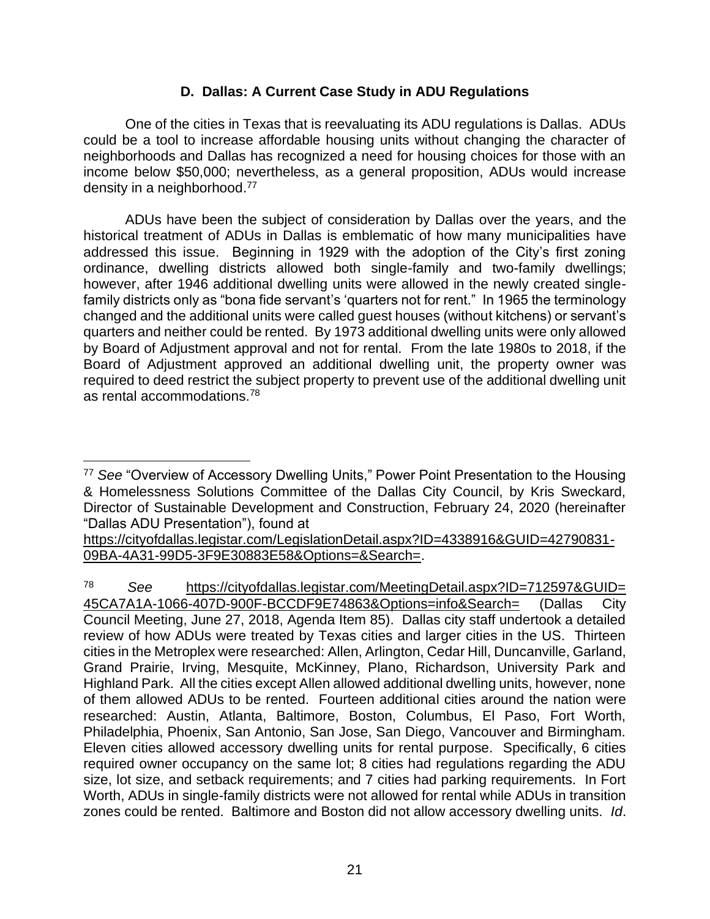### D. Dallas: A Current Case Study in ADU Regulations

One of the cities in Texas that is reevaluating its ADU regulations is Dallas. ADUs could be a tool to increase affordable housing units without changing the character of neighborhoods and Dallas has recognized a need for housing choices for those with an income below $50,000; nevertheless, as a general proposition, ADUs would increase density in a neighborhood.[77]

ADUs have been the subject of consideration by Dallas over the years, and the historical treatment of ADUs in Dallas is emblematic of how many municipalities have addressed this issue. Beginning in 1929 with the adoption of the City's first zoning ordinance, dwelling districts allowed both single-family and two-family dwellings; however, after 1946 additional dwelling units were allowed in the newly created single-family districts only as "bona fide servant's 'quarters not for rent." In 1965 the terminology changed and the additional units were called guest houses (without kitchens) or servant's quarters and neither could be rented. By 1973 additional dwelling units were only allowed by Board of Adjustment approval and not for rental. From the late 1980s to 2018, if the Board of Adjustment approved an additional dwelling unit, the property owner was required to deed restrict the subject property to prevent use of the additional dwelling unit as rental accommodations.[78]

---

[77] *See* "Overview of Accessory Dwelling Units," Power Point Presentation to the Housing & Homelessness Solutions Committee of the Dallas City Council, by Kris Sweckard, Director of Sustainable Development and Construction, February 24, 2020 (hereinafter "Dallas ADU Presentation"), found at https://cityofdallas.legistar.com/LegislationDetail.aspx?ID=4338916&GUID=42790831-09BA-4A31-99D5-3F9E30883E58&Options=&Search=.

[78] *See* https://cityofdallas.legistar.com/MeetingDetail.aspx?ID=712597&GUID=45CA7A1A-1066-407D-900F-BCCDF9E74863&Options=info&Search= (Dallas City Council Meeting, June 27, 2018, Agenda Item 85). Dallas city staff undertook a detailed review of how ADUs were treated by Texas cities and larger cities in the US. Thirteen cities in the Metroplex were researched: Allen, Arlington, Cedar Hill, Duncanville, Garland, Grand Prairie, Irving, Mesquite, McKinney, Plano, Richardson, University Park and Highland Park. All the cities except Allen allowed additional dwelling units, however, none of them allowed ADUs to be rented. Fourteen additional cities around the nation were researched: Austin, Atlanta, Baltimore, Boston, Columbus, El Paso, Fort Worth, Philadelphia, Phoenix, San Antonio, San Jose, San Diego, Vancouver and Birmingham. Eleven cities allowed accessory dwelling units for rental purpose. Specifically, 6 cities required owner occupancy on the same lot; 8 cities had regulations regarding the ADU size, lot size, and setback requirements; and 7 cities had parking requirements. In Fort Worth, ADUs in single-family districts were not allowed for rental while ADUs in transition zones could be rented. Baltimore and Boston did not allow accessory dwelling units. *Id*.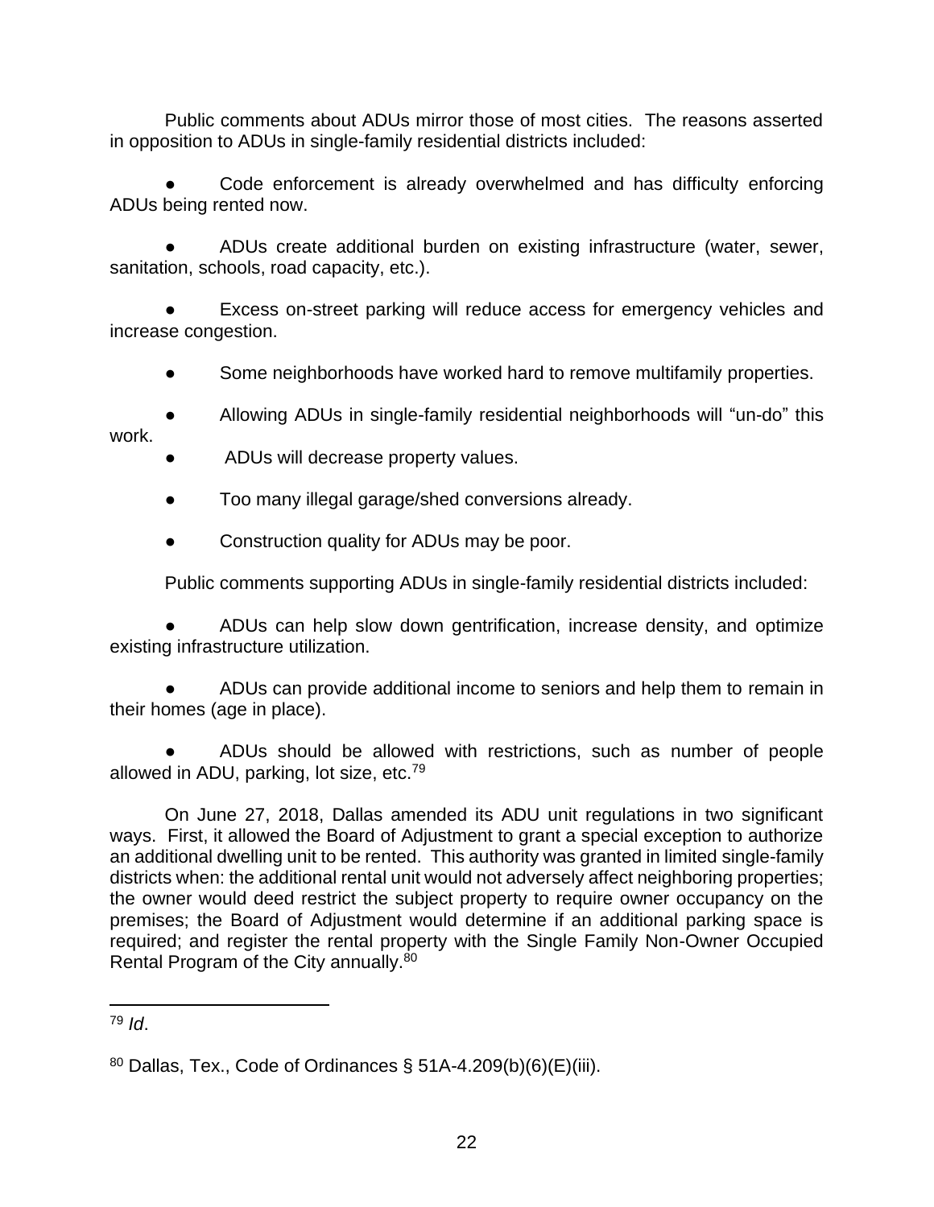Public comments about ADUs mirror those of most cities. The reasons asserted in opposition to ADUs in single-family residential districts included:

- Code enforcement is already overwhelmed and has difficulty enforcing ADUs being rented now.
- ADUs create additional burden on existing infrastructure (water, sewer, sanitation, schools, road capacity, etc.).
- Excess on-street parking will reduce access for emergency vehicles and increase congestion.
- Some neighborhoods have worked hard to remove multifamily properties.
- Allowing ADUs in single-family residential neighborhoods will "un-do" this work.
- ADUs will decrease property values.
- Too many illegal garage/shed conversions already.
- Construction quality for ADUs may be poor.

Public comments supporting ADUs in single-family residential districts included:

- ADUs can help slow down gentrification, increase density, and optimize existing infrastructure utilization.
- ADUs can provide additional income to seniors and help them to remain in their homes (age in place).
- ADUs should be allowed with restrictions, such as number of people allowed in ADU, parking, lot size, etc.[79]

On June 27, 2018, Dallas amended its ADU unit regulations in two significant ways. First, it allowed the Board of Adjustment to grant a special exception to authorize an additional dwelling unit to be rented. This authority was granted in limited single-family districts when: the additional rental unit would not adversely affect neighboring properties; the owner would deed restrict the subject property to require owner occupancy on the premises; the Board of Adjustment would determine if an additional parking space is required; and register the rental property with the Single Family Non-Owner Occupied Rental Program of the City annually.[80]

---

[79] *Id*.

[80] Dallas, Tex., Code of Ordinances § 51A-4.209(b)(6)(E)(iii).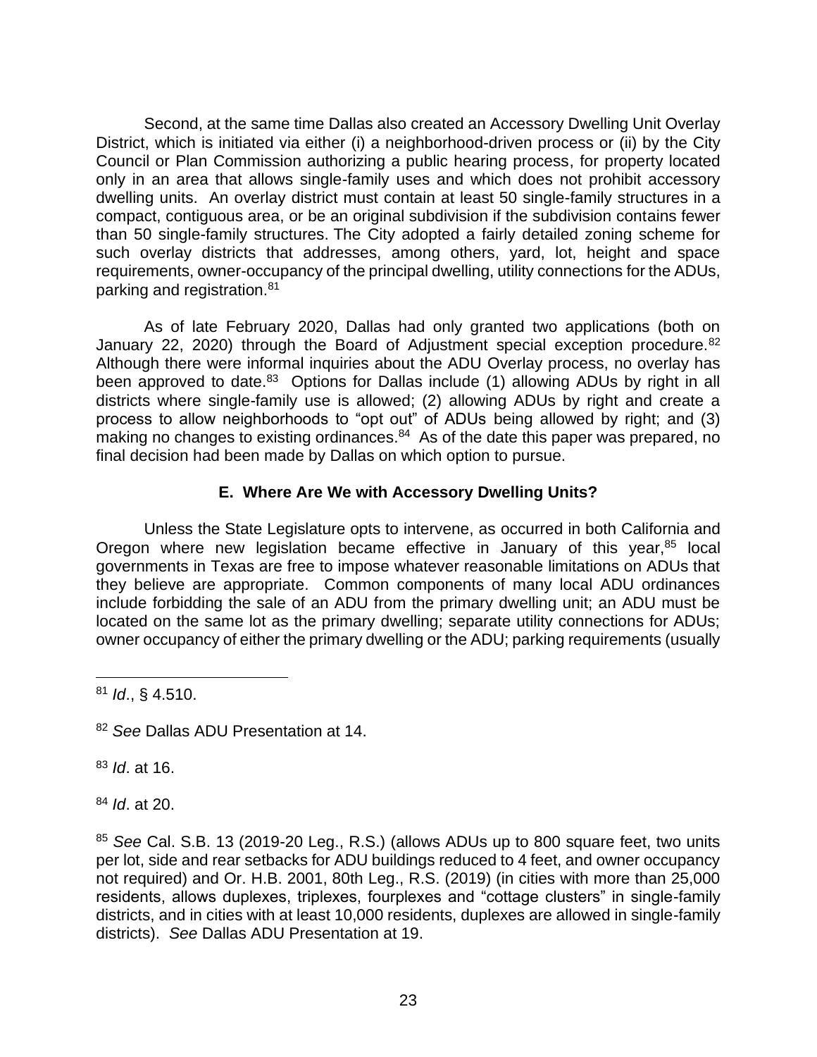Second, at the same time Dallas also created an Accessory Dwelling Unit Overlay District, which is initiated via either (i) a neighborhood-driven process or (ii) by the City Council or Plan Commission authorizing a public hearing process, for property located only in an area that allows single-family uses and which does not prohibit accessory dwelling units. An overlay district must contain at least 50 single-family structures in a compact, contiguous area, or be an original subdivision if the subdivision contains fewer than 50 single-family structures. The City adopted a fairly detailed zoning scheme for such overlay districts that addresses, among others, yard, lot, height and space requirements, owner-occupancy of the principal dwelling, utility connections for the ADUs, parking and registration.[81]

As of late February 2020, Dallas had only granted two applications (both on January 22, 2020) through the Board of Adjustment special exception procedure.[82] Although there were informal inquiries about the ADU Overlay process, no overlay has been approved to date.[83] Options for Dallas include (1) allowing ADUs by right in all districts where single-family use is allowed; (2) allowing ADUs by right and create a process to allow neighborhoods to "opt out" of ADUs being allowed by right; and (3) making no changes to existing ordinances.[84] As of the date this paper was prepared, no final decision had been made by Dallas on which option to pursue.

### E. Where Are We with Accessory Dwelling Units?

Unless the State Legislature opts to intervene, as occurred in both California and Oregon where new legislation became effective in January of this year,[85] local governments in Texas are free to impose whatever reasonable limitations on ADUs that they believe are appropriate. Common components of many local ADU ordinances include forbidding the sale of an ADU from the primary dwelling unit; an ADU must be located on the same lot as the primary dwelling; separate utility connections for ADUs; owner occupancy of either the primary dwelling or the ADU; parking requirements (usually

---

[81] *Id*., § 4.510.

[82] *See* Dallas ADU Presentation at 14.

[83] *Id*. at 16.

[84] *Id*. at 20.

[85] *See* Cal. S.B. 13 (2019-20 Leg., R.S.) (allows ADUs up to 800 square feet, two units per lot, side and rear setbacks for ADU buildings reduced to 4 feet, and owner occupancy not required) and Or. H.B. 2001, 80th Leg., R.S. (2019) (in cities with more than 25,000 residents, allows duplexes, triplexes, fourplexes and "cottage clusters" in single-family districts, and in cities with at least 10,000 residents, duplexes are allowed in single-family districts). *See* Dallas ADU Presentation at 19.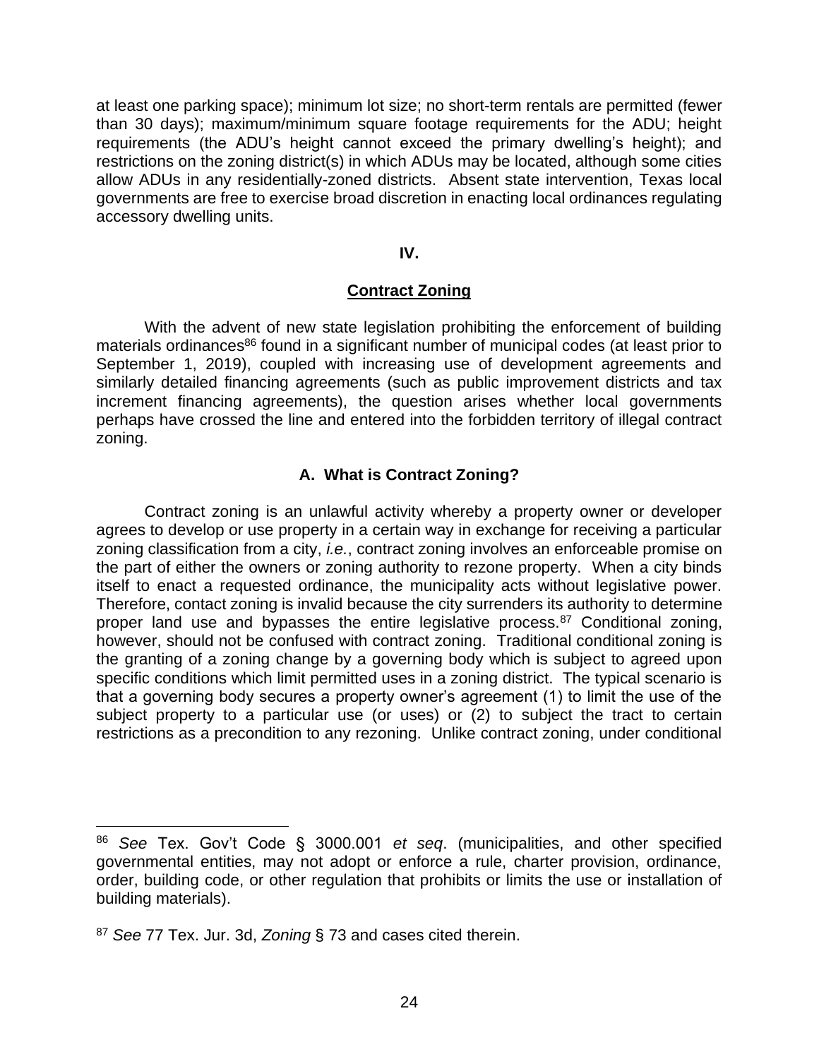at least one parking space); minimum lot size; no short-term rentals are permitted (fewer than 30 days); maximum/minimum square footage requirements for the ADU; height requirements (the ADU's height cannot exceed the primary dwelling's height); and restrictions on the zoning district(s) in which ADUs may be located, although some cities allow ADUs in any residentially-zoned districts. Absent state intervention, Texas local governments are free to exercise broad discretion in enacting local ordinances regulating accessory dwelling units.

## IV.

## Contract Zoning

With the advent of new state legislation prohibiting the enforcement of building materials ordinances[86] found in a significant number of municipal codes (at least prior to September 1, 2019), coupled with increasing use of development agreements and similarly detailed financing agreements (such as public improvement districts and tax increment financing agreements), the question arises whether local governments perhaps have crossed the line and entered into the forbidden territory of illegal contract zoning.

### A. What is Contract Zoning?

Contract zoning is an unlawful activity whereby a property owner or developer agrees to develop or use property in a certain way in exchange for receiving a particular zoning classification from a city, *i.e.*, contract zoning involves an enforceable promise on the part of either the owners or zoning authority to rezone property. When a city binds itself to enact a requested ordinance, the municipality acts without legislative power. Therefore, contact zoning is invalid because the city surrenders its authority to determine proper land use and bypasses the entire legislative process.[87] Conditional zoning, however, should not be confused with contract zoning. Traditional conditional zoning is the granting of a zoning change by a governing body which is subject to agreed upon specific conditions which limit permitted uses in a zoning district. The typical scenario is that a governing body secures a property owner's agreement (1) to limit the use of the subject property to a particular use (or uses) or (2) to subject the tract to certain restrictions as a precondition to any rezoning. Unlike contract zoning, under conditional

---

[86] *See* Tex. Gov't Code § 3000.001 *et seq*. (municipalities, and other specified governmental entities, may not adopt or enforce a rule, charter provision, ordinance, order, building code, or other regulation that prohibits or limits the use or installation of building materials).

[87] *See* 77 Tex. Jur. 3d, *Zoning* § 73 and cases cited therein.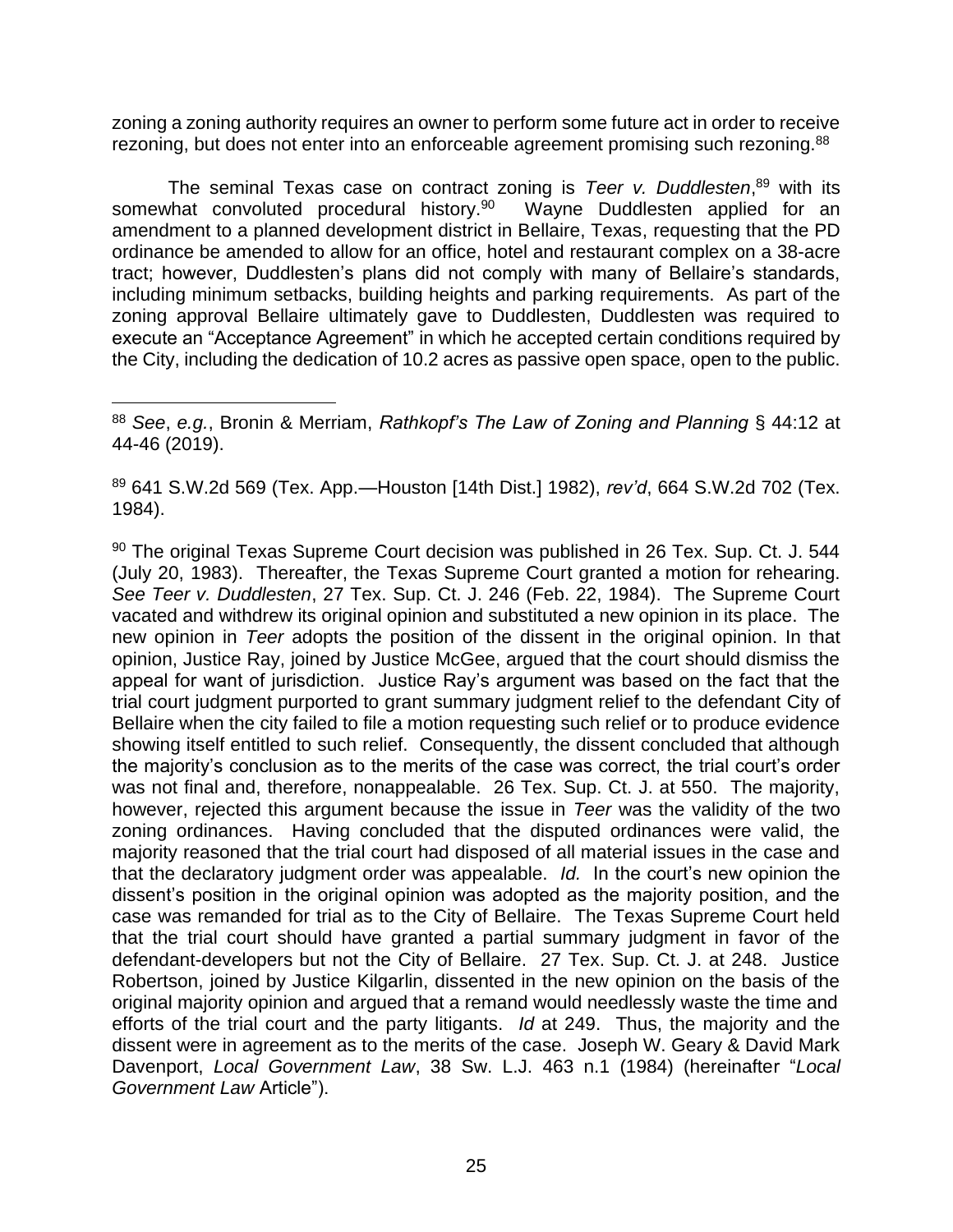zoning a zoning authority requires an owner to perform some future act in order to receive rezoning, but does not enter into an enforceable agreement promising such rezoning.[88]

The seminal Texas case on contract zoning is *Teer v. Duddlesten*,[89] with its somewhat convoluted procedural history.[90] Wayne Duddlesten applied for an amendment to a planned development district in Bellaire, Texas, requesting that the PD ordinance be amended to allow for an office, hotel and restaurant complex on a 38-acre tract; however, Duddlesten's plans did not comply with many of Bellaire's standards, including minimum setbacks, building heights and parking requirements. As part of the zoning approval Bellaire ultimately gave to Duddlesten, Duddlesten was required to execute an "Acceptance Agreement" in which he accepted certain conditions required by the City, including the dedication of 10.2 acres as passive open space, open to the public.

---

[88] *See*, *e.g.*, Bronin & Merriam, *Rathkopf's The Law of Zoning and Planning* § 44:12 at 44-46 (2019).

[89] 641 S.W.2d 569 (Tex. App.—Houston [14th Dist.] 1982), *rev'd*, 664 S.W.2d 702 (Tex. 1984).

[90] The original Texas Supreme Court decision was published in 26 Tex. Sup. Ct. J. 544 (July 20, 1983). Thereafter, the Texas Supreme Court granted a motion for rehearing. *See Teer v. Duddlesten*, 27 Tex. Sup. Ct. J. 246 (Feb. 22, 1984). The Supreme Court vacated and withdrew its original opinion and substituted a new opinion in its place. The new opinion in *Teer* adopts the position of the dissent in the original opinion. In that opinion, Justice Ray, joined by Justice McGee, argued that the court should dismiss the appeal for want of jurisdiction. Justice Ray's argument was based on the fact that the trial court judgment purported to grant summary judgment relief to the defendant City of Bellaire when the city failed to file a motion requesting such relief or to produce evidence showing itself entitled to such relief. Consequently, the dissent concluded that although the majority's conclusion as to the merits of the case was correct, the trial court's order was not final and, therefore, nonappealable. 26 Tex. Sup. Ct. J. at 550. The majority, however, rejected this argument because the issue in *Teer* was the validity of the two zoning ordinances. Having concluded that the disputed ordinances were valid, the majority reasoned that the trial court had disposed of all material issues in the case and that the declaratory judgment order was appealable. *Id.* In the court's new opinion the dissent's position in the original opinion was adopted as the majority position, and the case was remanded for trial as to the City of Bellaire. The Texas Supreme Court held that the trial court should have granted a partial summary judgment in favor of the defendant-developers but not the City of Bellaire. 27 Tex. Sup. Ct. J. at 248. Justice Robertson, joined by Justice Kilgarlin, dissented in the new opinion on the basis of the original majority opinion and argued that a remand would needlessly waste the time and efforts of the trial court and the party litigants. *Id* at 249. Thus, the majority and the dissent were in agreement as to the merits of the case. Joseph W. Geary & David Mark Davenport, *Local Government Law*, 38 Sw. L.J. 463 n.1 (1984) (hereinafter "*Local Government Law* Article").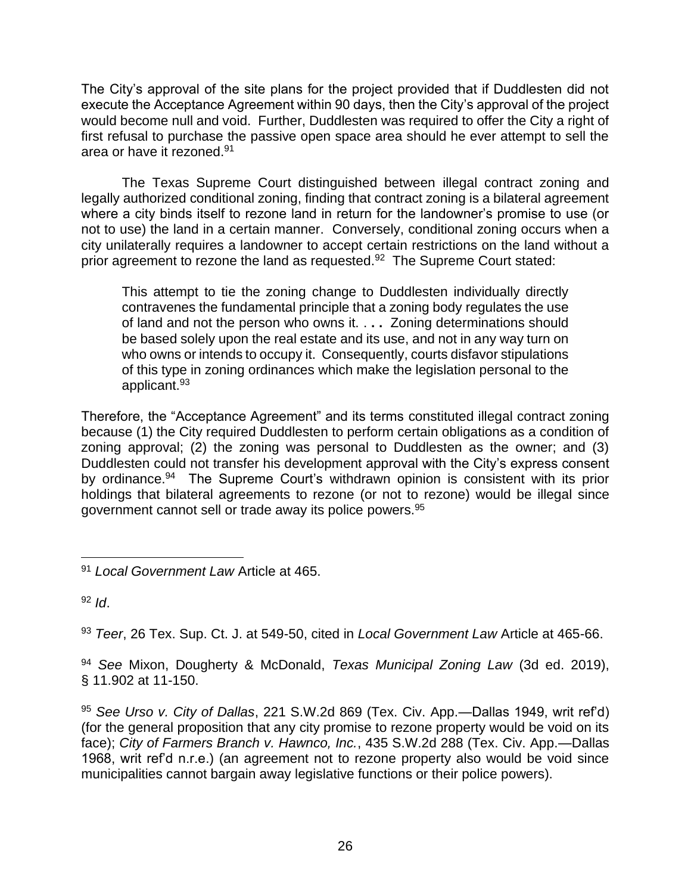The City's approval of the site plans for the project provided that if Duddlesten did not execute the Acceptance Agreement within 90 days, then the City's approval of the project would become null and void. Further, Duddlesten was required to offer the City a right of first refusal to purchase the passive open space area should he ever attempt to sell the area or have it rezoned.[91]

The Texas Supreme Court distinguished between illegal contract zoning and legally authorized conditional zoning, finding that contract zoning is a bilateral agreement where a city binds itself to rezone land in return for the landowner's promise to use (or not to use) the land in a certain manner. Conversely, conditional zoning occurs when a city unilaterally requires a landowner to accept certain restrictions on the land without a prior agreement to rezone the land as requested.[92] The Supreme Court stated:

> This attempt to tie the zoning change to Duddlesten individually directly contravenes the fundamental principle that a zoning body regulates the use of land and not the person who owns it. . **. . .** Zoning determinations should be based solely upon the real estate and its use, and not in any way turn on who owns or intends to occupy it. Consequently, courts disfavor stipulations of this type in zoning ordinances which make the legislation personal to the applicant.[93]

Therefore, the "Acceptance Agreement" and its terms constituted illegal contract zoning because (1) the City required Duddlesten to perform certain obligations as a condition of zoning approval; (2) the zoning was personal to Duddlesten as the owner; and (3) Duddlesten could not transfer his development approval with the City's express consent by ordinance.[94] The Supreme Court's withdrawn opinion is consistent with its prior holdings that bilateral agreements to rezone (or not to rezone) would be illegal since government cannot sell or trade away its police powers.[95]

---

[91] *Local Government Law* Article at 465.

[92] *Id*.

[93] *Teer*, 26 Tex. Sup. Ct. J. at 549-50, cited in *Local Government Law* Article at 465-66.

[94] *See* Mixon, Dougherty & McDonald, *Texas Municipal Zoning Law* (3d ed. 2019), § 11.902 at 11-150.

[95] *See Urso v. City of Dallas*, 221 S.W.2d 869 (Tex. Civ. App.—Dallas 1949, writ ref'd) (for the general proposition that any city promise to rezone property would be void on its face); *City of Farmers Branch v. Hawnco, Inc.*, 435 S.W.2d 288 (Tex. Civ. App.—Dallas 1968, writ ref'd n.r.e.) (an agreement not to rezone property also would be void since municipalities cannot bargain away legislative functions or their police powers).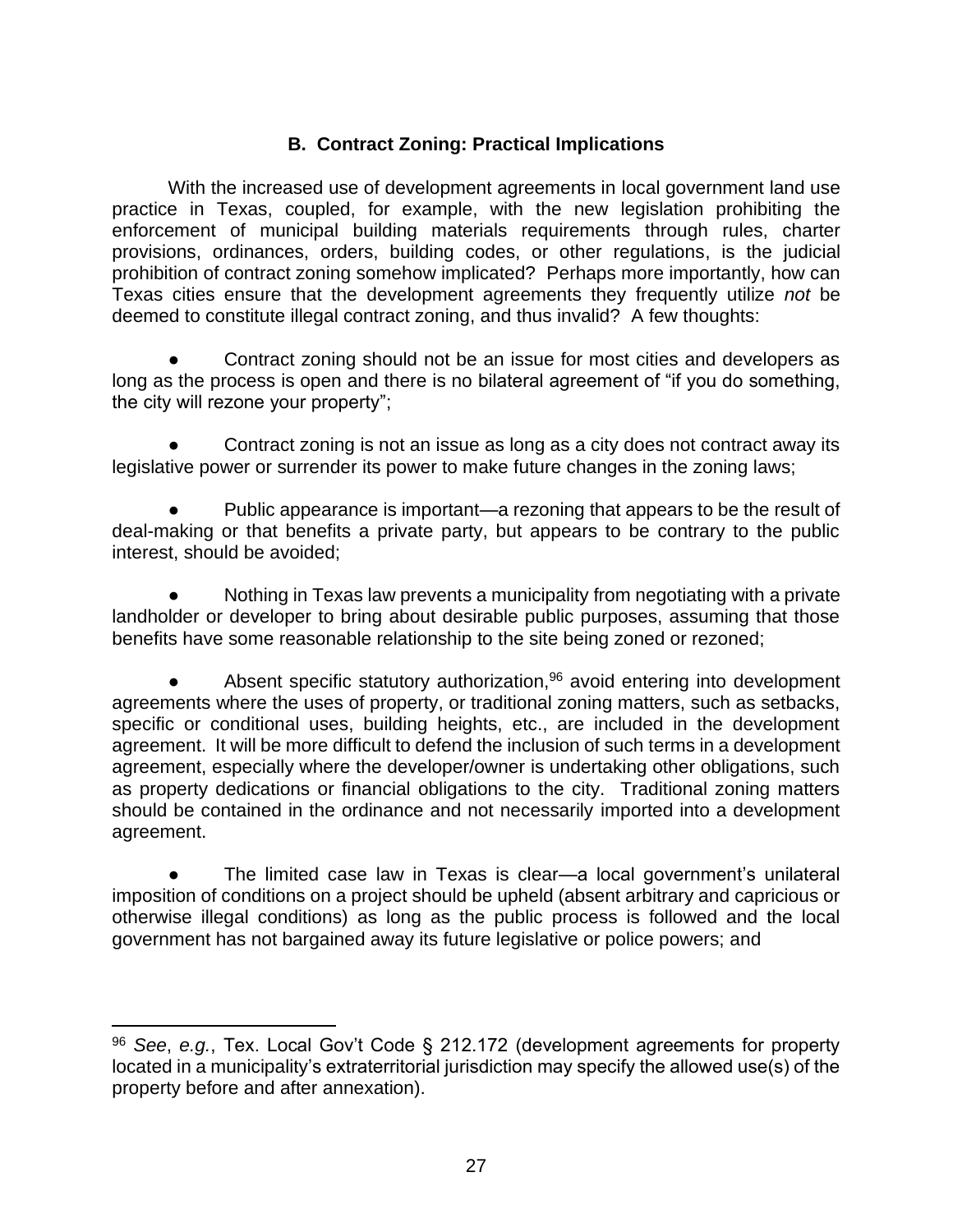### B. Contract Zoning: Practical Implications

With the increased use of development agreements in local government land use practice in Texas, coupled, for example, with the new legislation prohibiting the enforcement of municipal building materials requirements through rules, charter provisions, ordinances, orders, building codes, or other regulations, is the judicial prohibition of contract zoning somehow implicated? Perhaps more importantly, how can Texas cities ensure that the development agreements they frequently utilize *not* be deemed to constitute illegal contract zoning, and thus invalid? A few thoughts:

- Contract zoning should not be an issue for most cities and developers as long as the process is open and there is no bilateral agreement of "if you do something, the city will rezone your property";

- Contract zoning is not an issue as long as a city does not contract away its legislative power or surrender its power to make future changes in the zoning laws;

- Public appearance is important—a rezoning that appears to be the result of deal-making or that benefits a private party, but appears to be contrary to the public interest, should be avoided;

- Nothing in Texas law prevents a municipality from negotiating with a private landholder or developer to bring about desirable public purposes, assuming that those benefits have some reasonable relationship to the site being zoned or rezoned;

- Absent specific statutory authorization,[96] avoid entering into development agreements where the uses of property, or traditional zoning matters, such as setbacks, specific or conditional uses, building heights, etc., are included in the development agreement. It will be more difficult to defend the inclusion of such terms in a development agreement, especially where the developer/owner is undertaking other obligations, such as property dedications or financial obligations to the city. Traditional zoning matters should be contained in the ordinance and not necessarily imported into a development agreement.

- The limited case law in Texas is clear—a local government's unilateral imposition of conditions on a project should be upheld (absent arbitrary and capricious or otherwise illegal conditions) as long as the public process is followed and the local government has not bargained away its future legislative or police powers; and

---

[96] *See*, *e.g.*, Tex. Local Gov't Code § 212.172 (development agreements for property located in a municipality's extraterritorial jurisdiction may specify the allowed use(s) of the property before and after annexation).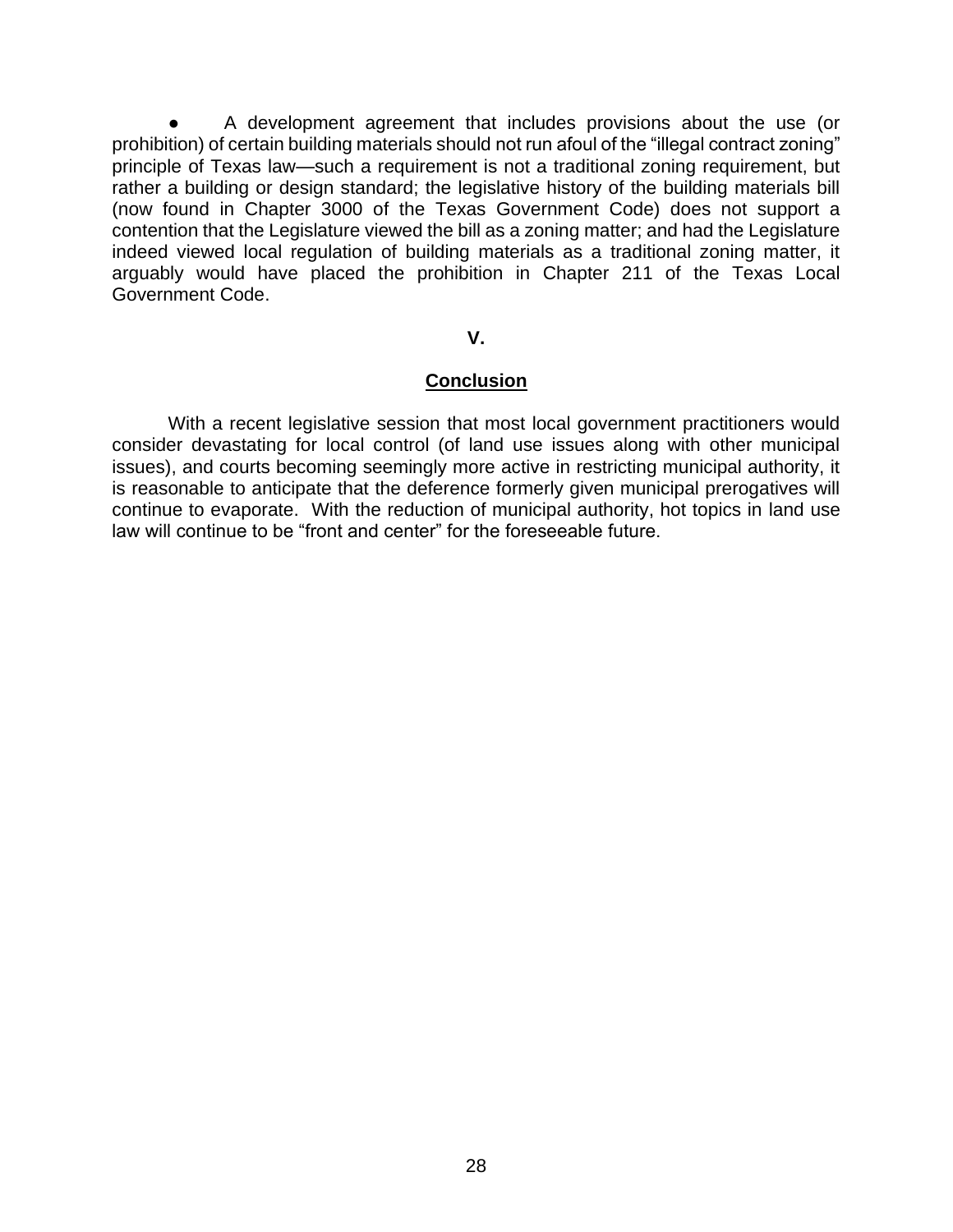- A development agreement that includes provisions about the use (or prohibition) of certain building materials should not run afoul of the "illegal contract zoning" principle of Texas law—such a requirement is not a traditional zoning requirement, but rather a building or design standard; the legislative history of the building materials bill (now found in Chapter 3000 of the Texas Government Code) does not support a contention that the Legislature viewed the bill as a zoning matter; and had the Legislature indeed viewed local regulation of building materials as a traditional zoning matter, it arguably would have placed the prohibition in Chapter 211 of the Texas Local Government Code.

## V.

## Conclusion

With a recent legislative session that most local government practitioners would consider devastating for local control (of land use issues along with other municipal issues), and courts becoming seemingly more active in restricting municipal authority, it is reasonable to anticipate that the deference formerly given municipal prerogatives will continue to evaporate. With the reduction of municipal authority, hot topics in land use law will continue to be "front and center" for the foreseeable future.